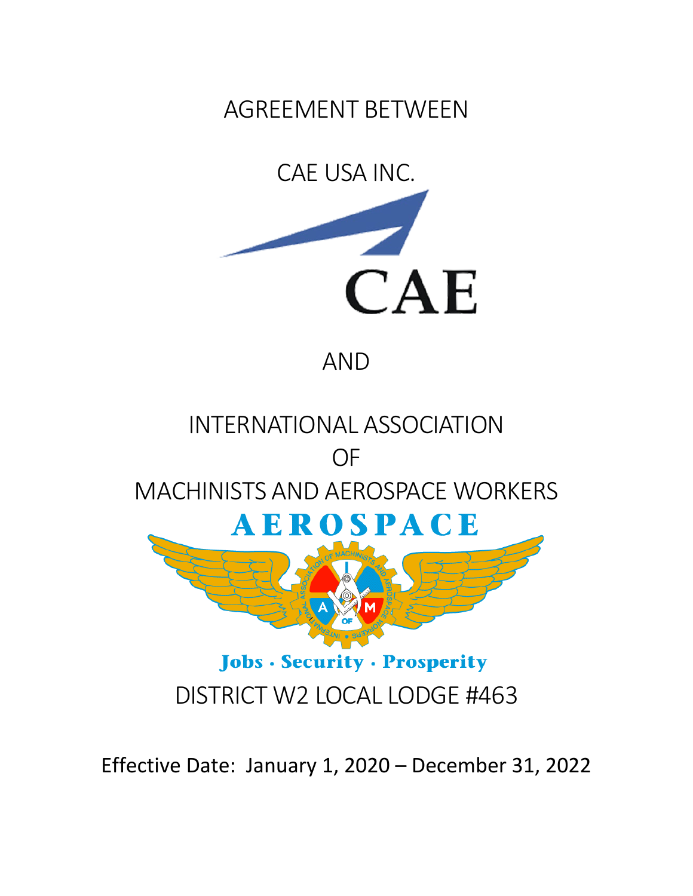# AGREEMENT BETWEEN

# CAE USA INC.

CAE

# AND

# INTERNATIONAL ASSOCIATION OF MACHINISTS AND AEROSPACE WORKERS

AEROSPACE

Jobs · Security · Prosperity

## DISTRICT W2 LOCAL LODGE #463

Effective Date: January 1, 2020 – December 31, 2022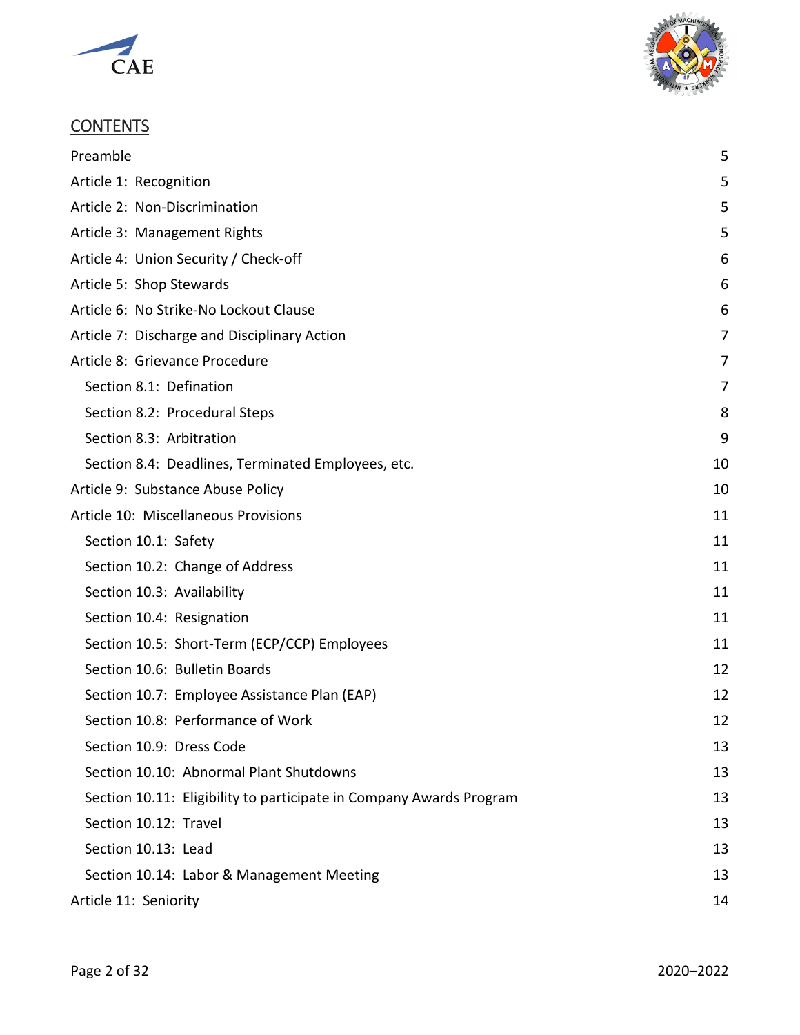## CONTENTS

| | |
|---|---|
| Preamble | 5 |
| Article 1: Recognition | 5 |
| Article 2: Non-Discrimination | 5 |
| Article 3: Management Rights | 5 |
| Article 4: Union Security / Check-off | 6 |
| Article 5: Shop Stewards | 6 |
| Article 6: No Strike-No Lockout Clause | 6 |
| Article 7: Discharge and Disciplinary Action | 7 |
| Article 8: Grievance Procedure | 7 |
| Section 8.1: Defination | 7 |
| Section 8.2: Procedural Steps | 8 |
| Section 8.3: Arbitration | 9 |
| Section 8.4: Deadlines, Terminated Employees, etc. | 10 |
| Article 9: Substance Abuse Policy | 10 |
| Article 10: Miscellaneous Provisions | 11 |
| Section 10.1: Safety | 11 |
| Section 10.2: Change of Address | 11 |
| Section 10.3: Availability | 11 |
| Section 10.4: Resignation | 11 |
| Section 10.5: Short-Term (ECP/CCP) Employees | 11 |
| Section 10.6: Bulletin Boards | 12 |
| Section 10.7: Employee Assistance Plan (EAP) | 12 |
| Section 10.8: Performance of Work | 12 |
| Section 10.9: Dress Code | 13 |
| Section 10.10: Abnormal Plant Shutdowns | 13 |
| Section 10.11: Eligibility to participate in Company Awards Program | 13 |
| Section 10.12: Travel | 13 |
| Section 10.13: Lead | 13 |
| Section 10.14: Labor & Management Meeting | 13 |
| Article 11: Seniority | 14 |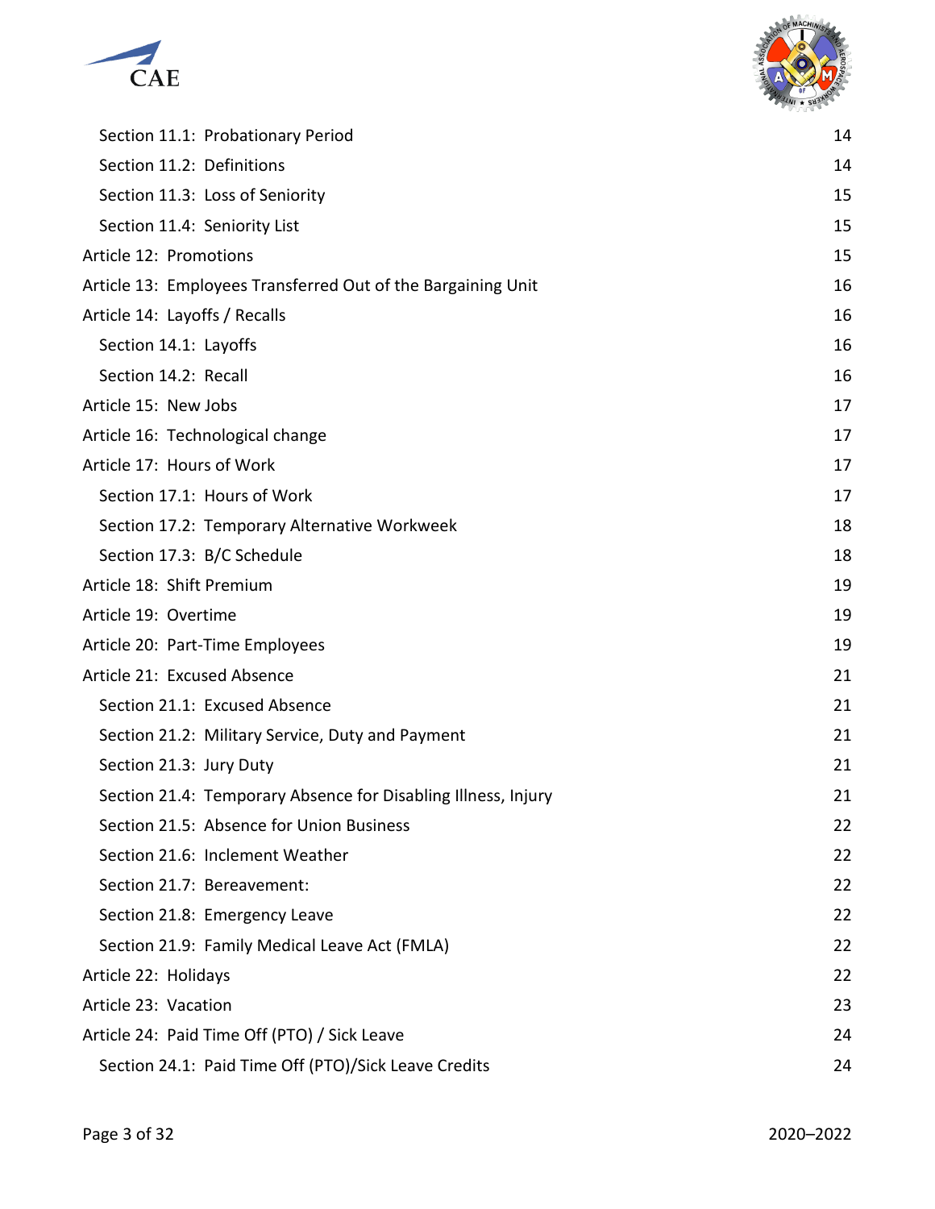| | |
|---|---|
| Section 11.1: Probationary Period | 14 |
| Section 11.2: Definitions | 14 |
| Section 11.3: Loss of Seniority | 15 |
| Section 11.4: Seniority List | 15 |
| Article 12: Promotions | 15 |
| Article 13: Employees Transferred Out of the Bargaining Unit | 16 |
| Article 14: Layoffs / Recalls | 16 |
| Section 14.1: Layoffs | 16 |
| Section 14.2: Recall | 16 |
| Article 15: New Jobs | 17 |
| Article 16: Technological change | 17 |
| Article 17: Hours of Work | 17 |
| Section 17.1: Hours of Work | 17 |
| Section 17.2: Temporary Alternative Workweek | 18 |
| Section 17.3: B/C Schedule | 18 |
| Article 18: Shift Premium | 19 |
| Article 19: Overtime | 19 |
| Article 20: Part-Time Employees | 19 |
| Article 21: Excused Absence | 21 |
| Section 21.1: Excused Absence | 21 |
| Section 21.2: Military Service, Duty and Payment | 21 |
| Section 21.3: Jury Duty | 21 |
| Section 21.4: Temporary Absence for Disabling Illness, Injury | 21 |
| Section 21.5: Absence for Union Business | 22 |
| Section 21.6: Inclement Weather | 22 |
| Section 21.7: Bereavement: | 22 |
| Section 21.8: Emergency Leave | 22 |
| Section 21.9: Family Medical Leave Act (FMLA) | 22 |
| Article 22: Holidays | 22 |
| Article 23: Vacation | 23 |
| Article 24: Paid Time Off (PTO) / Sick Leave | 24 |
| Section 24.1: Paid Time Off (PTO)/Sick Leave Credits | 24 |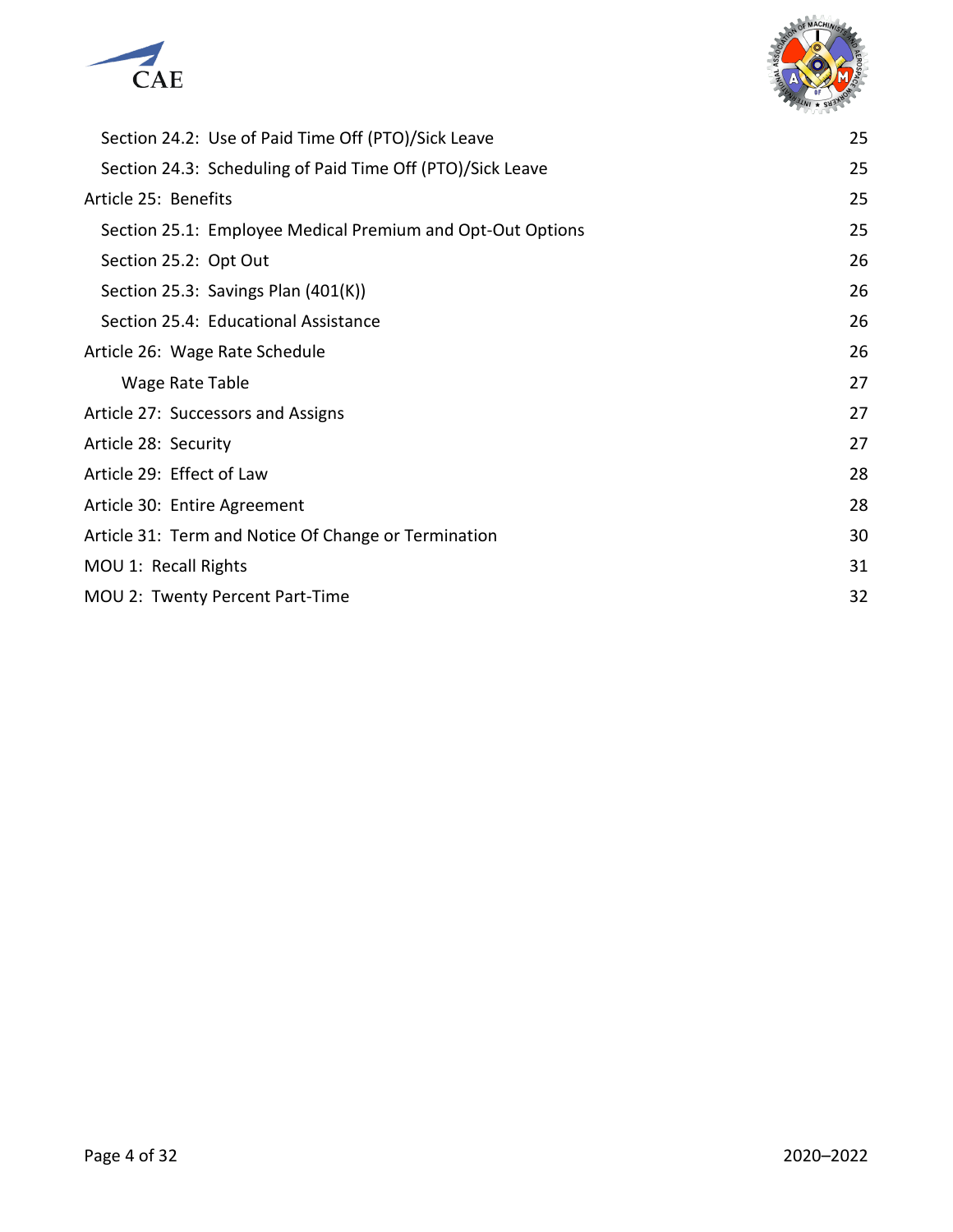| | |
|---|---|
| Section 24.2: Use of Paid Time Off (PTO)/Sick Leave | 25 |
| Section 24.3: Scheduling of Paid Time Off (PTO)/Sick Leave | 25 |
| Article 25: Benefits | 25 |
| Section 25.1: Employee Medical Premium and Opt-Out Options | 25 |
| Section 25.2: Opt Out | 26 |
| Section 25.3: Savings Plan (401(K)) | 26 |
| Section 25.4: Educational Assistance | 26 |
| Article 26: Wage Rate Schedule | 26 |
| Wage Rate Table | 27 |
| Article 27: Successors and Assigns | 27 |
| Article 28: Security | 27 |
| Article 29: Effect of Law | 28 |
| Article 30: Entire Agreement | 28 |
| Article 31: Term and Notice Of Change or Termination | 30 |
| MOU 1: Recall Rights | 31 |
| MOU 2: Twenty Percent Part-Time | 32 |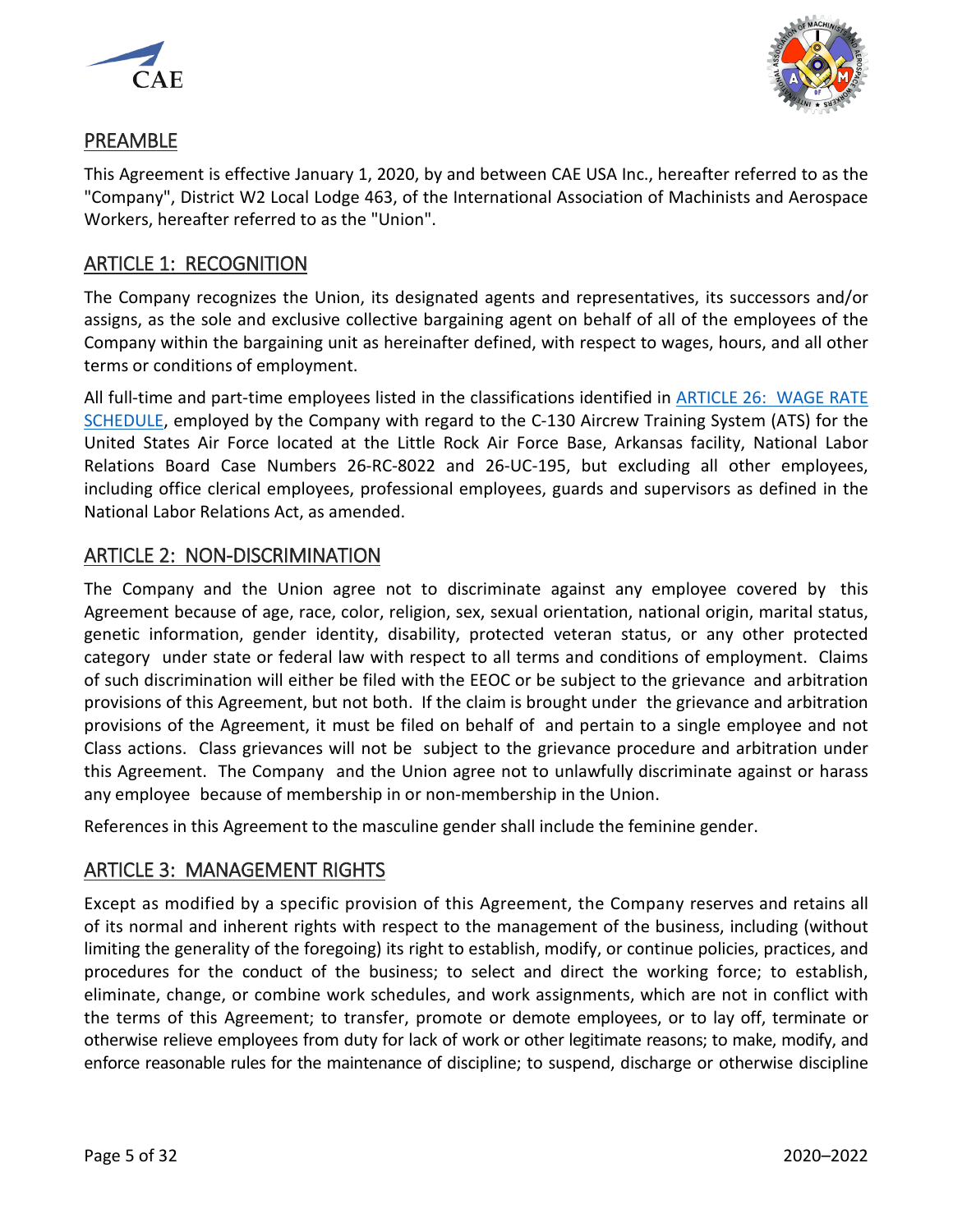## PREAMBLE

This Agreement is effective January 1, 2020, by and between CAE USA Inc., hereafter referred to as the "Company", District W2 Local Lodge 463, of the International Association of Machinists and Aerospace Workers, hereafter referred to as the "Union".

## ARTICLE 1: RECOGNITION

The Company recognizes the Union, its designated agents and representatives, its successors and/or assigns, as the sole and exclusive collective bargaining agent on behalf of all of the employees of the Company within the bargaining unit as hereinafter defined, with respect to wages, hours, and all other terms or conditions of employment.

All full-time and part-time employees listed in the classifications identified in ARTICLE 26: WAGE RATE SCHEDULE, employed by the Company with regard to the C-130 Aircrew Training System (ATS) for the United States Air Force located at the Little Rock Air Force Base, Arkansas facility, National Labor Relations Board Case Numbers 26-RC-8022 and 26-UC-195, but excluding all other employees, including office clerical employees, professional employees, guards and supervisors as defined in the National Labor Relations Act, as amended.

## ARTICLE 2: NON-DISCRIMINATION

The Company and the Union agree not to discriminate against any employee covered by this Agreement because of age, race, color, religion, sex, sexual orientation, national origin, marital status, genetic information, gender identity, disability, protected veteran status, or any other protected category under state or federal law with respect to all terms and conditions of employment. Claims of such discrimination will either be filed with the EEOC or be subject to the grievance and arbitration provisions of this Agreement, but not both. If the claim is brought under the grievance and arbitration provisions of the Agreement, it must be filed on behalf of and pertain to a single employee and not Class actions. Class grievances will not be subject to the grievance procedure and arbitration under this Agreement. The Company and the Union agree not to unlawfully discriminate against or harass any employee because of membership in or non-membership in the Union.

References in this Agreement to the masculine gender shall include the feminine gender.

## ARTICLE 3: MANAGEMENT RIGHTS

Except as modified by a specific provision of this Agreement, the Company reserves and retains all of its normal and inherent rights with respect to the management of the business, including (without limiting the generality of the foregoing) its right to establish, modify, or continue policies, practices, and procedures for the conduct of the business; to select and direct the working force; to establish, eliminate, change, or combine work schedules, and work assignments, which are not in conflict with the terms of this Agreement; to transfer, promote or demote employees, or to lay off, terminate or otherwise relieve employees from duty for lack of work or other legitimate reasons; to make, modify, and enforce reasonable rules for the maintenance of discipline; to suspend, discharge or otherwise discipline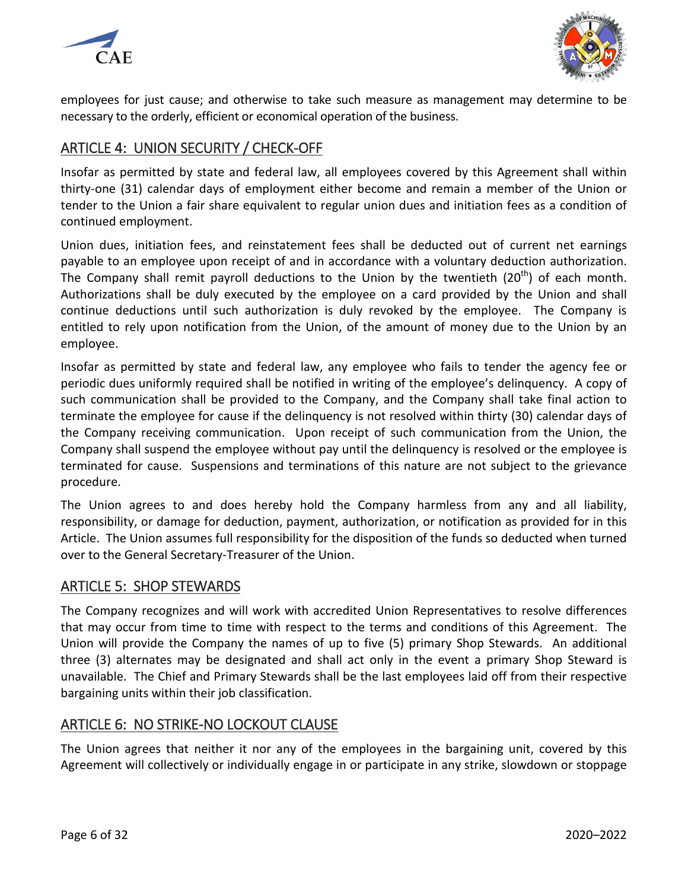employees for just cause; and otherwise to take such measure as management may determine to be necessary to the orderly, efficient or economical operation of the business.

## ARTICLE 4: UNION SECURITY / CHECK-OFF

Insofar as permitted by state and federal law, all employees covered by this Agreement shall within thirty-one (31) calendar days of employment either become and remain a member of the Union or tender to the Union a fair share equivalent to regular union dues and initiation fees as a condition of continued employment.

Union dues, initiation fees, and reinstatement fees shall be deducted out of current net earnings payable to an employee upon receipt of and in accordance with a voluntary deduction authorization. The Company shall remit payroll deductions to the Union by the twentieth (20th) of each month. Authorizations shall be duly executed by the employee on a card provided by the Union and shall continue deductions until such authorization is duly revoked by the employee. The Company is entitled to rely upon notification from the Union, of the amount of money due to the Union by an employee.

Insofar as permitted by state and federal law, any employee who fails to tender the agency fee or periodic dues uniformly required shall be notified in writing of the employee's delinquency. A copy of such communication shall be provided to the Company, and the Company shall take final action to terminate the employee for cause if the delinquency is not resolved within thirty (30) calendar days of the Company receiving communication. Upon receipt of such communication from the Union, the Company shall suspend the employee without pay until the delinquency is resolved or the employee is terminated for cause. Suspensions and terminations of this nature are not subject to the grievance procedure.

The Union agrees to and does hereby hold the Company harmless from any and all liability, responsibility, or damage for deduction, payment, authorization, or notification as provided for in this Article. The Union assumes full responsibility for the disposition of the funds so deducted when turned over to the General Secretary-Treasurer of the Union.

## ARTICLE 5: SHOP STEWARDS

The Company recognizes and will work with accredited Union Representatives to resolve differences that may occur from time to time with respect to the terms and conditions of this Agreement. The Union will provide the Company the names of up to five (5) primary Shop Stewards. An additional three (3) alternates may be designated and shall act only in the event a primary Shop Steward is unavailable. The Chief and Primary Stewards shall be the last employees laid off from their respective bargaining units within their job classification.

## ARTICLE 6: NO STRIKE-NO LOCKOUT CLAUSE

The Union agrees that neither it nor any of the employees in the bargaining unit, covered by this Agreement will collectively or individually engage in or participate in any strike, slowdown or stoppage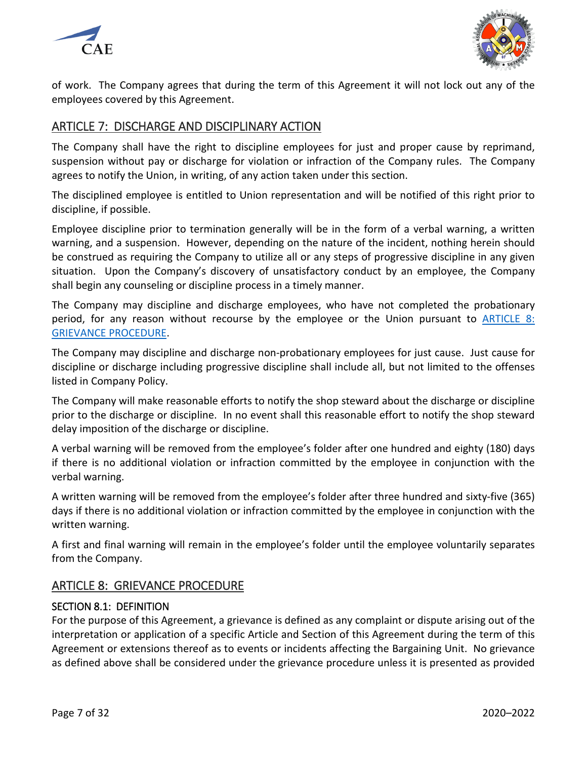of work. The Company agrees that during the term of this Agreement it will not lock out any of the employees covered by this Agreement.

## ARTICLE 7: DISCHARGE AND DISCIPLINARY ACTION

The Company shall have the right to discipline employees for just and proper cause by reprimand, suspension without pay or discharge for violation or infraction of the Company rules. The Company agrees to notify the Union, in writing, of any action taken under this section.

The disciplined employee is entitled to Union representation and will be notified of this right prior to discipline, if possible.

Employee discipline prior to termination generally will be in the form of a verbal warning, a written warning, and a suspension. However, depending on the nature of the incident, nothing herein should be construed as requiring the Company to utilize all or any steps of progressive discipline in any given situation. Upon the Company's discovery of unsatisfactory conduct by an employee, the Company shall begin any counseling or discipline process in a timely manner.

The Company may discipline and discharge employees, who have not completed the probationary period, for any reason without recourse by the employee or the Union pursuant to ARTICLE 8: GRIEVANCE PROCEDURE.

The Company may discipline and discharge non-probationary employees for just cause. Just cause for discipline or discharge including progressive discipline shall include all, but not limited to the offenses listed in Company Policy.

The Company will make reasonable efforts to notify the shop steward about the discharge or discipline prior to the discharge or discipline. In no event shall this reasonable effort to notify the shop steward delay imposition of the discharge or discipline.

A verbal warning will be removed from the employee's folder after one hundred and eighty (180) days if there is no additional violation or infraction committed by the employee in conjunction with the verbal warning.

A written warning will be removed from the employee's folder after three hundred and sixty-five (365) days if there is no additional violation or infraction committed by the employee in conjunction with the written warning.

A first and final warning will remain in the employee's folder until the employee voluntarily separates from the Company.

## ARTICLE 8: GRIEVANCE PROCEDURE

### SECTION 8.1: DEFINITION

For the purpose of this Agreement, a grievance is defined as any complaint or dispute arising out of the interpretation or application of a specific Article and Section of this Agreement during the term of this Agreement or extensions thereof as to events or incidents affecting the Bargaining Unit. No grievance as defined above shall be considered under the grievance procedure unless it is presented as provided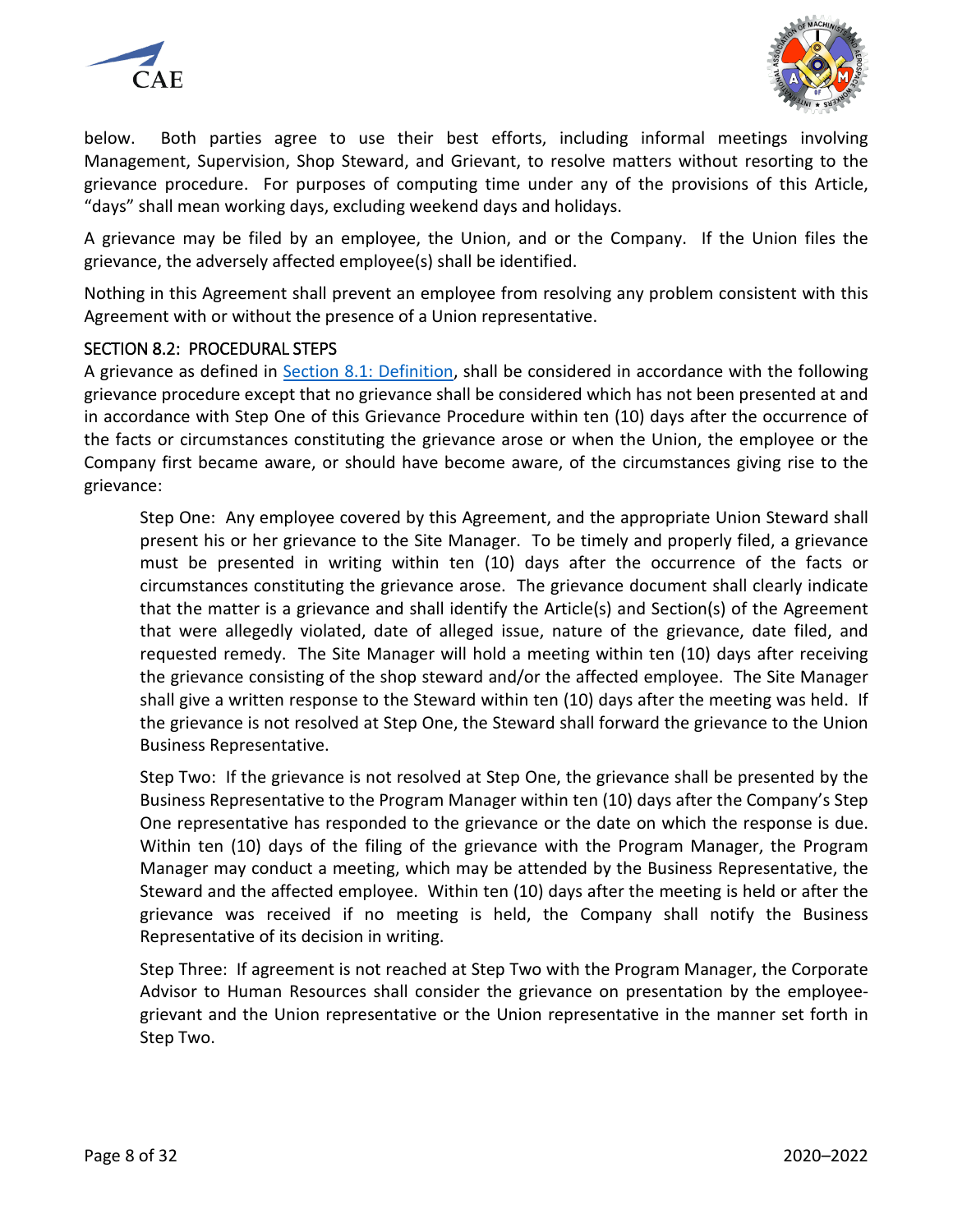below. Both parties agree to use their best efforts, including informal meetings involving Management, Supervision, Shop Steward, and Grievant, to resolve matters without resorting to the grievance procedure. For purposes of computing time under any of the provisions of this Article, "days" shall mean working days, excluding weekend days and holidays.

A grievance may be filed by an employee, the Union, and or the Company. If the Union files the grievance, the adversely affected employee(s) shall be identified.

Nothing in this Agreement shall prevent an employee from resolving any problem consistent with this Agreement with or without the presence of a Union representative.

### SECTION 8.2: PROCEDURAL STEPS

A grievance as defined in Section 8.1: Definition, shall be considered in accordance with the following grievance procedure except that no grievance shall be considered which has not been presented at and in accordance with Step One of this Grievance Procedure within ten (10) days after the occurrence of the facts or circumstances constituting the grievance arose or when the Union, the employee or the Company first became aware, or should have become aware, of the circumstances giving rise to the grievance:

> Step One: Any employee covered by this Agreement, and the appropriate Union Steward shall present his or her grievance to the Site Manager. To be timely and properly filed, a grievance must be presented in writing within ten (10) days after the occurrence of the facts or circumstances constituting the grievance arose. The grievance document shall clearly indicate that the matter is a grievance and shall identify the Article(s) and Section(s) of the Agreement that were allegedly violated, date of alleged issue, nature of the grievance, date filed, and requested remedy. The Site Manager will hold a meeting within ten (10) days after receiving the grievance consisting of the shop steward and/or the affected employee. The Site Manager shall give a written response to the Steward within ten (10) days after the meeting was held. If the grievance is not resolved at Step One, the Steward shall forward the grievance to the Union Business Representative.
>
> Step Two: If the grievance is not resolved at Step One, the grievance shall be presented by the Business Representative to the Program Manager within ten (10) days after the Company's Step One representative has responded to the grievance or the date on which the response is due. Within ten (10) days of the filing of the grievance with the Program Manager, the Program Manager may conduct a meeting, which may be attended by the Business Representative, the Steward and the affected employee. Within ten (10) days after the meeting is held or after the grievance was received if no meeting is held, the Company shall notify the Business Representative of its decision in writing.
>
> Step Three: If agreement is not reached at Step Two with the Program Manager, the Corporate Advisor to Human Resources shall consider the grievance on presentation by the employee-grievant and the Union representative or the Union representative in the manner set forth in Step Two.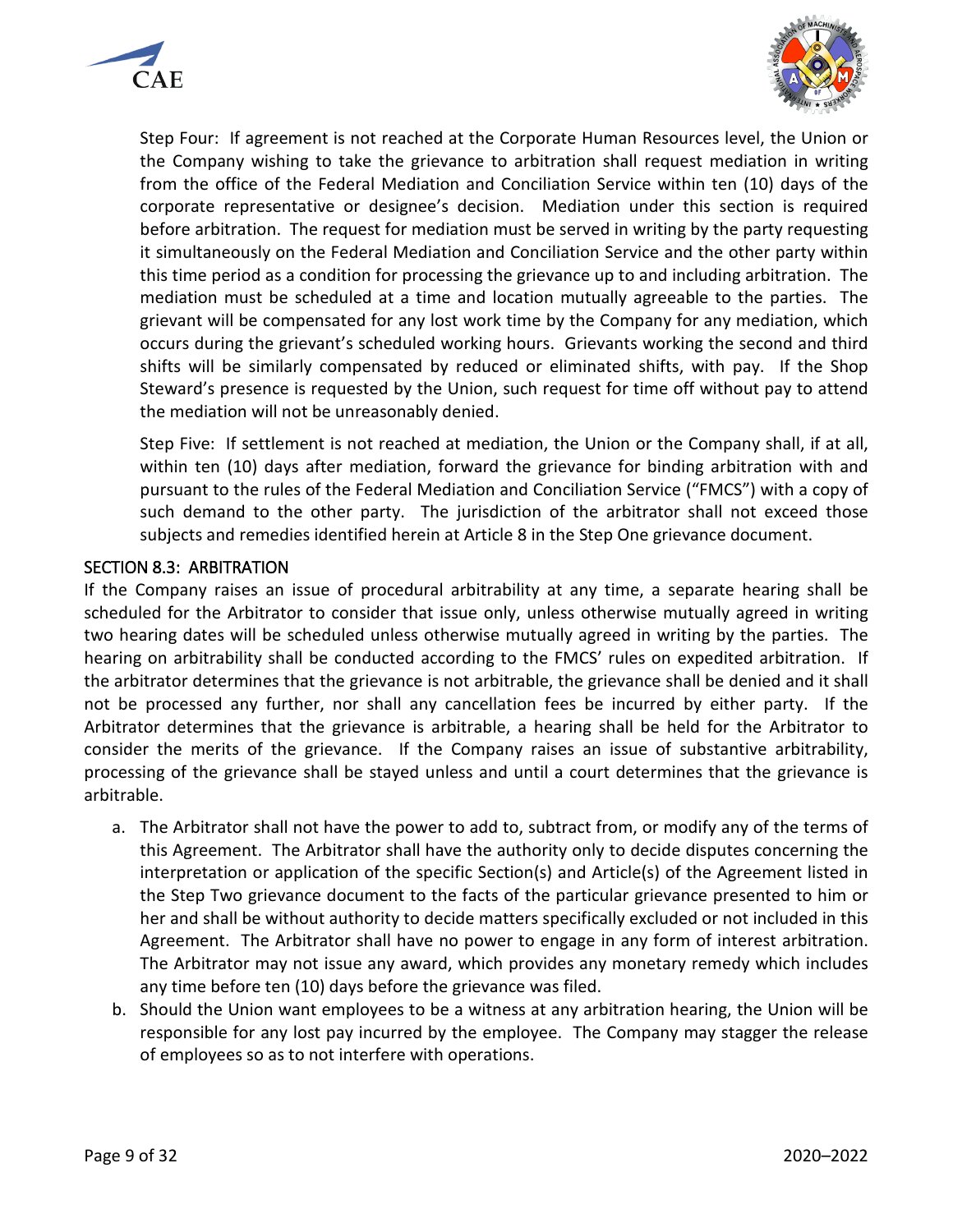Step Four: If agreement is not reached at the Corporate Human Resources level, the Union or the Company wishing to take the grievance to arbitration shall request mediation in writing from the office of the Federal Mediation and Conciliation Service within ten (10) days of the corporate representative or designee's decision. Mediation under this section is required before arbitration. The request for mediation must be served in writing by the party requesting it simultaneously on the Federal Mediation and Conciliation Service and the other party within this time period as a condition for processing the grievance up to and including arbitration. The mediation must be scheduled at a time and location mutually agreeable to the parties. The grievant will be compensated for any lost work time by the Company for any mediation, which occurs during the grievant's scheduled working hours. Grievants working the second and third shifts will be similarly compensated by reduced or eliminated shifts, with pay. If the Shop Steward's presence is requested by the Union, such request for time off without pay to attend the mediation will not be unreasonably denied.

Step Five: If settlement is not reached at mediation, the Union or the Company shall, if at all, within ten (10) days after mediation, forward the grievance for binding arbitration with and pursuant to the rules of the Federal Mediation and Conciliation Service ("FMCS") with a copy of such demand to the other party. The jurisdiction of the arbitrator shall not exceed those subjects and remedies identified herein at Article 8 in the Step One grievance document.

## SECTION 8.3: ARBITRATION

If the Company raises an issue of procedural arbitrability at any time, a separate hearing shall be scheduled for the Arbitrator to consider that issue only, unless otherwise mutually agreed in writing two hearing dates will be scheduled unless otherwise mutually agreed in writing by the parties. The hearing on arbitrability shall be conducted according to the FMCS' rules on expedited arbitration. If the arbitrator determines that the grievance is not arbitrable, the grievance shall be denied and it shall not be processed any further, nor shall any cancellation fees be incurred by either party. If the Arbitrator determines that the grievance is arbitrable, a hearing shall be held for the Arbitrator to consider the merits of the grievance. If the Company raises an issue of substantive arbitrability, processing of the grievance shall be stayed unless and until a court determines that the grievance is arbitrable.

a. The Arbitrator shall not have the power to add to, subtract from, or modify any of the terms of this Agreement. The Arbitrator shall have the authority only to decide disputes concerning the interpretation or application of the specific Section(s) and Article(s) of the Agreement listed in the Step Two grievance document to the facts of the particular grievance presented to him or her and shall be without authority to decide matters specifically excluded or not included in this Agreement. The Arbitrator shall have no power to engage in any form of interest arbitration. The Arbitrator may not issue any award, which provides any monetary remedy which includes any time before ten (10) days before the grievance was filed.

b. Should the Union want employees to be a witness at any arbitration hearing, the Union will be responsible for any lost pay incurred by the employee. The Company may stagger the release of employees so as to not interfere with operations.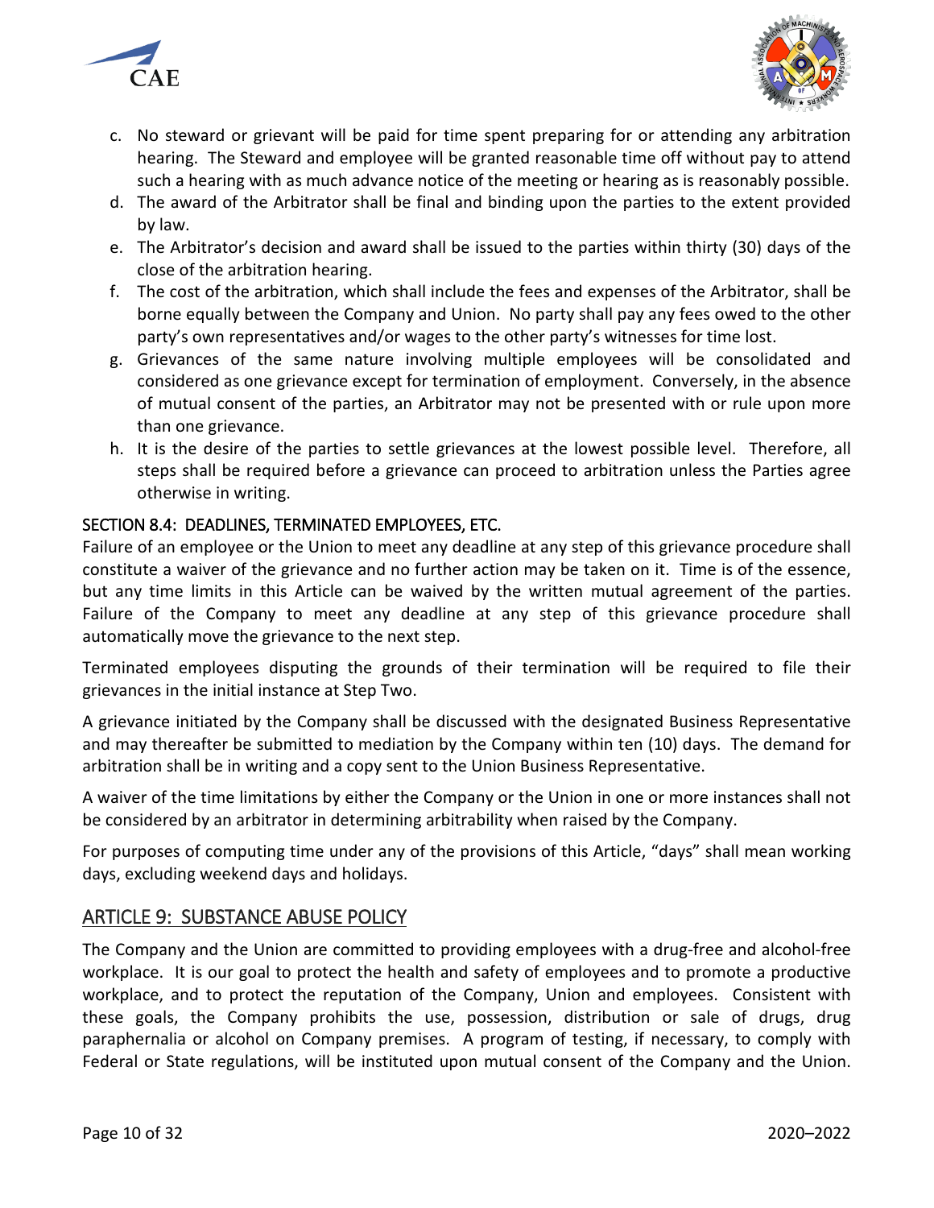c. No steward or grievant will be paid for time spent preparing for or attending any arbitration hearing. The Steward and employee will be granted reasonable time off without pay to attend such a hearing with as much advance notice of the meeting or hearing as is reasonably possible.
d. The award of the Arbitrator shall be final and binding upon the parties to the extent provided by law.
e. The Arbitrator's decision and award shall be issued to the parties within thirty (30) days of the close of the arbitration hearing.
f. The cost of the arbitration, which shall include the fees and expenses of the Arbitrator, shall be borne equally between the Company and Union. No party shall pay any fees owed to the other party's own representatives and/or wages to the other party's witnesses for time lost.
g. Grievances of the same nature involving multiple employees will be consolidated and considered as one grievance except for termination of employment. Conversely, in the absence of mutual consent of the parties, an Arbitrator may not be presented with or rule upon more than one grievance.
h. It is the desire of the parties to settle grievances at the lowest possible level. Therefore, all steps shall be required before a grievance can proceed to arbitration unless the Parties agree otherwise in writing.

### SECTION 8.4: DEADLINES, TERMINATED EMPLOYEES, ETC.

Failure of an employee or the Union to meet any deadline at any step of this grievance procedure shall constitute a waiver of the grievance and no further action may be taken on it. Time is of the essence, but any time limits in this Article can be waived by the written mutual agreement of the parties. Failure of the Company to meet any deadline at any step of this grievance procedure shall automatically move the grievance to the next step.

Terminated employees disputing the grounds of their termination will be required to file their grievances in the initial instance at Step Two.

A grievance initiated by the Company shall be discussed with the designated Business Representative and may thereafter be submitted to mediation by the Company within ten (10) days. The demand for arbitration shall be in writing and a copy sent to the Union Business Representative.

A waiver of the time limitations by either the Company or the Union in one or more instances shall not be considered by an arbitrator in determining arbitrability when raised by the Company.

For purposes of computing time under any of the provisions of this Article, "days" shall mean working days, excluding weekend days and holidays.

## ARTICLE 9: SUBSTANCE ABUSE POLICY

The Company and the Union are committed to providing employees with a drug-free and alcohol-free workplace. It is our goal to protect the health and safety of employees and to promote a productive workplace, and to protect the reputation of the Company, Union and employees. Consistent with these goals, the Company prohibits the use, possession, distribution or sale of drugs, drug paraphernalia or alcohol on Company premises. A program of testing, if necessary, to comply with Federal or State regulations, will be instituted upon mutual consent of the Company and the Union.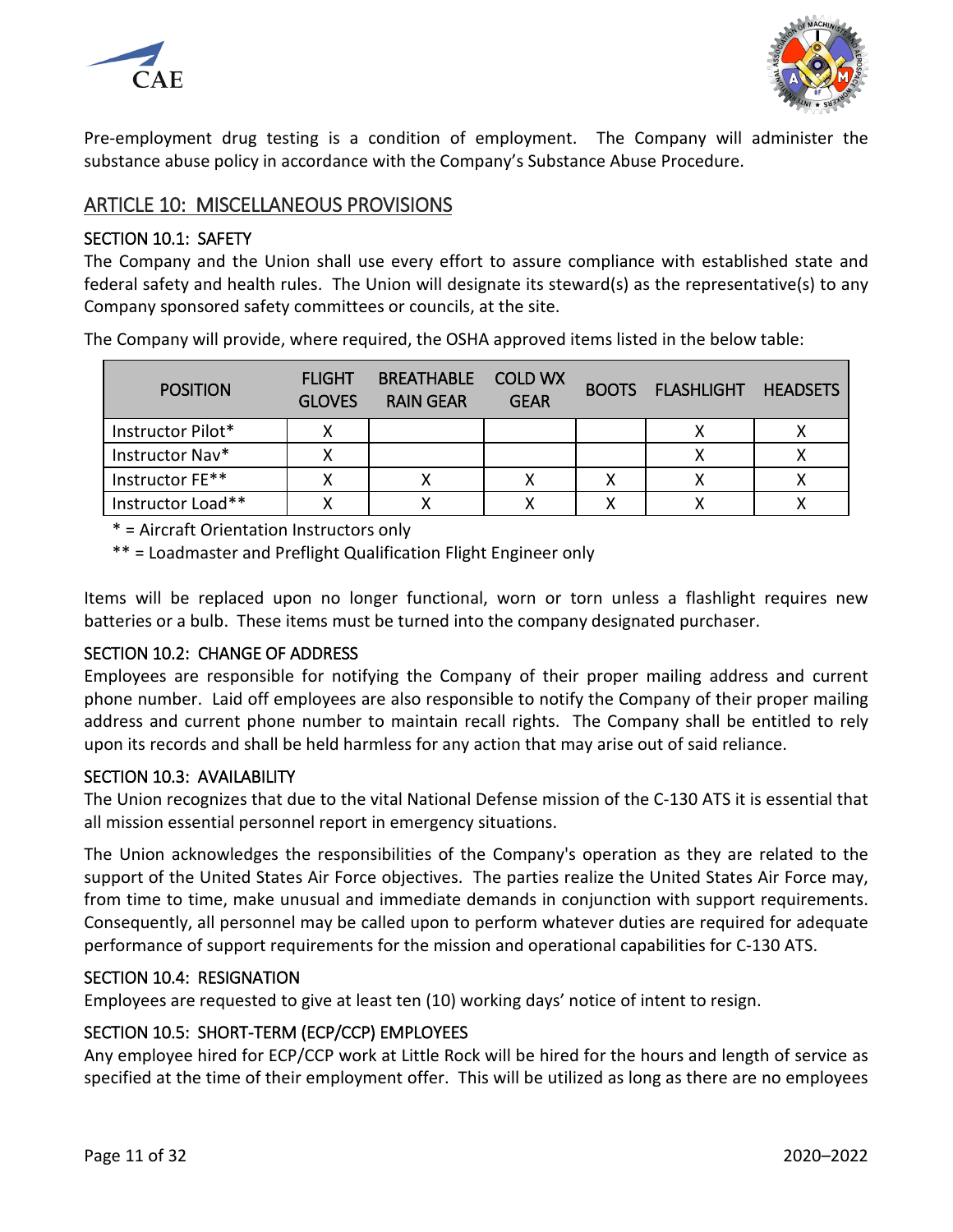Pre-employment drug testing is a condition of employment. The Company will administer the substance abuse policy in accordance with the Company's Substance Abuse Procedure.

## ARTICLE 10: MISCELLANEOUS PROVISIONS

### SECTION 10.1: SAFETY

The Company and the Union shall use every effort to assure compliance with established state and federal safety and health rules. The Union will designate its steward(s) as the representative(s) to any Company sponsored safety committees or councils, at the site.

The Company will provide, where required, the OSHA approved items listed in the below table:

| POSITION | FLIGHT GLOVES | BREATHABLE RAIN GEAR | COLD WX GEAR | BOOTS | FLASHLIGHT | HEADSETS |
|---|---|---|---|---|---|---|
| Instructor Pilot* | X | | | | X | X |
| Instructor Nav* | X | | | | X | X |
| Instructor FE** | X | X | X | X | X | X |
| Instructor Load** | X | X | X | X | X | X |

* = Aircraft Orientation Instructors only

** = Loadmaster and Preflight Qualification Flight Engineer only

Items will be replaced upon no longer functional, worn or torn unless a flashlight requires new batteries or a bulb. These items must be turned into the company designated purchaser.

### SECTION 10.2: CHANGE OF ADDRESS

Employees are responsible for notifying the Company of their proper mailing address and current phone number. Laid off employees are also responsible to notify the Company of their proper mailing address and current phone number to maintain recall rights. The Company shall be entitled to rely upon its records and shall be held harmless for any action that may arise out of said reliance.

### SECTION 10.3: AVAILABILITY

The Union recognizes that due to the vital National Defense mission of the C-130 ATS it is essential that all mission essential personnel report in emergency situations.

The Union acknowledges the responsibilities of the Company's operation as they are related to the support of the United States Air Force objectives. The parties realize the United States Air Force may, from time to time, make unusual and immediate demands in conjunction with support requirements. Consequently, all personnel may be called upon to perform whatever duties are required for adequate performance of support requirements for the mission and operational capabilities for C-130 ATS.

### SECTION 10.4: RESIGNATION

Employees are requested to give at least ten (10) working days' notice of intent to resign.

### SECTION 10.5: SHORT-TERM (ECP/CCP) EMPLOYEES

Any employee hired for ECP/CCP work at Little Rock will be hired for the hours and length of service as specified at the time of their employment offer. This will be utilized as long as there are no employees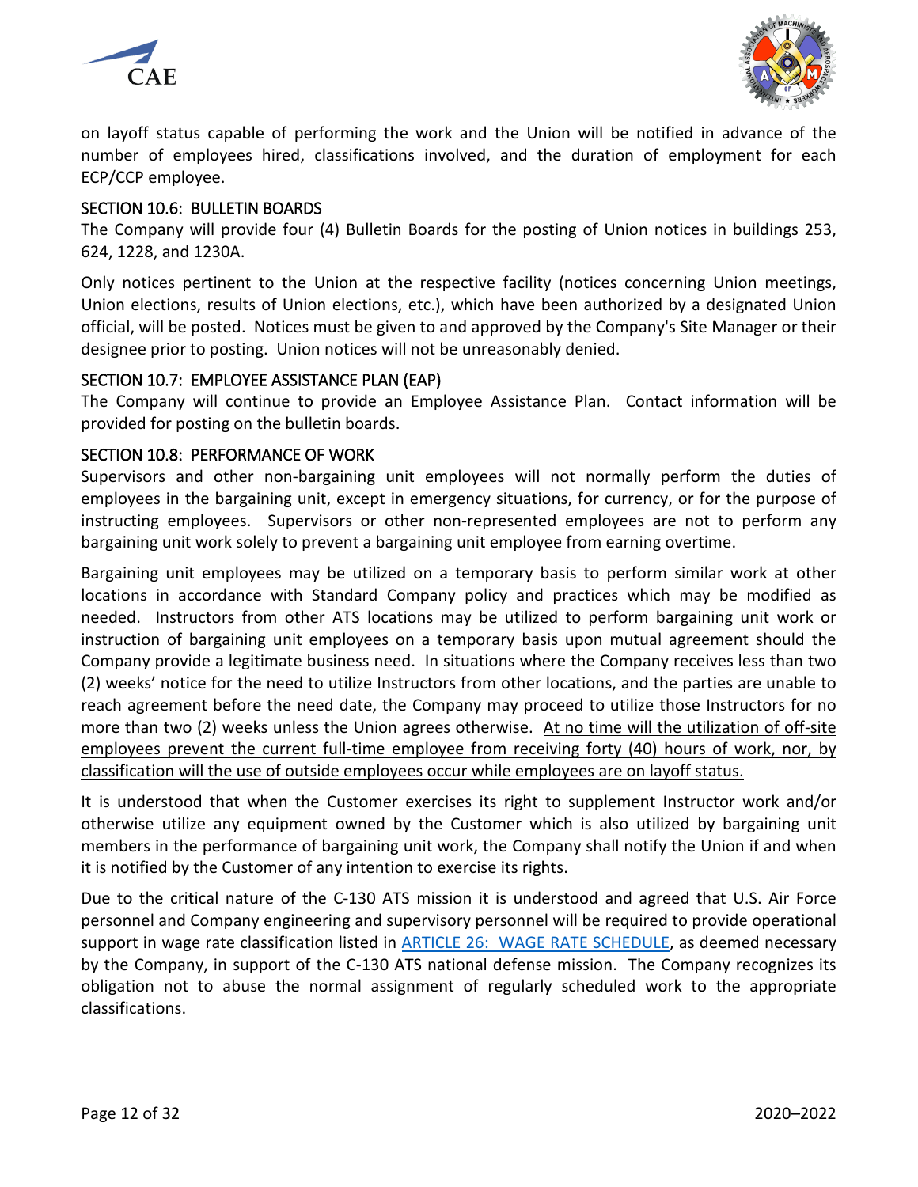on layoff status capable of performing the work and the Union will be notified in advance of the number of employees hired, classifications involved, and the duration of employment for each ECP/CCP employee.

### SECTION 10.6: BULLETIN BOARDS

The Company will provide four (4) Bulletin Boards for the posting of Union notices in buildings 253, 624, 1228, and 1230A.

Only notices pertinent to the Union at the respective facility (notices concerning Union meetings, Union elections, results of Union elections, etc.), which have been authorized by a designated Union official, will be posted. Notices must be given to and approved by the Company's Site Manager or their designee prior to posting. Union notices will not be unreasonably denied.

### SECTION 10.7: EMPLOYEE ASSISTANCE PLAN (EAP)

The Company will continue to provide an Employee Assistance Plan. Contact information will be provided for posting on the bulletin boards.

### SECTION 10.8: PERFORMANCE OF WORK

Supervisors and other non-bargaining unit employees will not normally perform the duties of employees in the bargaining unit, except in emergency situations, for currency, or for the purpose of instructing employees. Supervisors or other non-represented employees are not to perform any bargaining unit work solely to prevent a bargaining unit employee from earning overtime.

Bargaining unit employees may be utilized on a temporary basis to perform similar work at other locations in accordance with Standard Company policy and practices which may be modified as needed. Instructors from other ATS locations may be utilized to perform bargaining unit work or instruction of bargaining unit employees on a temporary basis upon mutual agreement should the Company provide a legitimate business need. In situations where the Company receives less than two (2) weeks' notice for the need to utilize Instructors from other locations, and the parties are unable to reach agreement before the need date, the Company may proceed to utilize those Instructors for no more than two (2) weeks unless the Union agrees otherwise. <u>At no time will the utilization of off-site employees prevent the current full-time employee from receiving forty (40) hours of work, nor, by classification will the use of outside employees occur while employees are on layoff status.</u>

It is understood that when the Customer exercises its right to supplement Instructor work and/or otherwise utilize any equipment owned by the Customer which is also utilized by bargaining unit members in the performance of bargaining unit work, the Company shall notify the Union if and when it is notified by the Customer of any intention to exercise its rights.

Due to the critical nature of the C-130 ATS mission it is understood and agreed that U.S. Air Force personnel and Company engineering and supervisory personnel will be required to provide operational support in wage rate classification listed in ARTICLE 26: WAGE RATE SCHEDULE, as deemed necessary by the Company, in support of the C-130 ATS national defense mission. The Company recognizes its obligation not to abuse the normal assignment of regularly scheduled work to the appropriate classifications.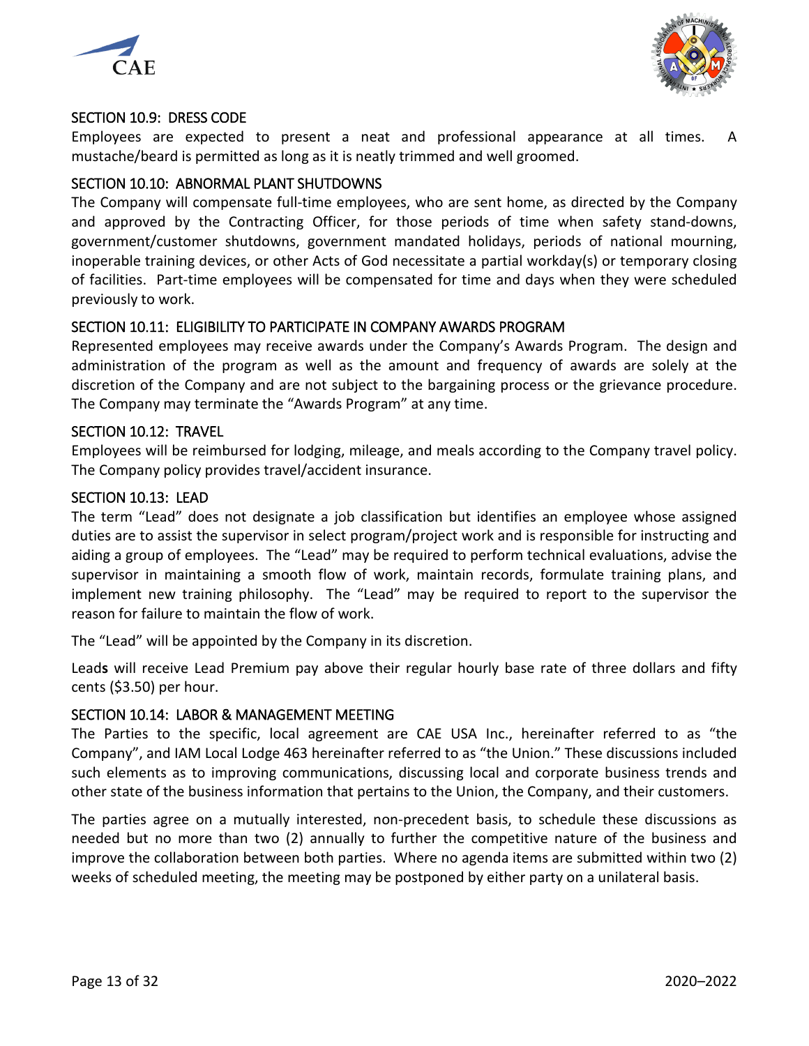## SECTION 10.9: DRESS CODE

Employees are expected to present a neat and professional appearance at all times. A mustache/beard is permitted as long as it is neatly trimmed and well groomed.

## SECTION 10.10: ABNORMAL PLANT SHUTDOWNS

The Company will compensate full-time employees, who are sent home, as directed by the Company and approved by the Contracting Officer, for those periods of time when safety stand-downs, government/customer shutdowns, government mandated holidays, periods of national mourning, inoperable training devices, or other Acts of God necessitate a partial workday(s) or temporary closing of facilities. Part-time employees will be compensated for time and days when they were scheduled previously to work.

## SECTION 10.11: ELIGIBILITY TO PARTICIPATE IN COMPANY AWARDS PROGRAM

Represented employees may receive awards under the Company's Awards Program. The design and administration of the program as well as the amount and frequency of awards are solely at the discretion of the Company and are not subject to the bargaining process or the grievance procedure. The Company may terminate the "Awards Program" at any time.

## SECTION 10.12: TRAVEL

Employees will be reimbursed for lodging, mileage, and meals according to the Company travel policy. The Company policy provides travel/accident insurance.

## SECTION 10.13: LEAD

The term "Lead" does not designate a job classification but identifies an employee whose assigned duties are to assist the supervisor in select program/project work and is responsible for instructing and aiding a group of employees. The "Lead" may be required to perform technical evaluations, advise the supervisor in maintaining a smooth flow of work, maintain records, formulate training plans, and implement new training philosophy. The "Lead" may be required to report to the supervisor the reason for failure to maintain the flow of work.

The "Lead" will be appointed by the Company in its discretion.

Lead**s** will receive Lead Premium pay above their regular hourly base rate of three dollars and fifty cents ($3.50) per hour.

## SECTION 10.14: LABOR & MANAGEMENT MEETING

The Parties to the specific, local agreement are CAE USA Inc., hereinafter referred to as "the Company", and IAM Local Lodge 463 hereinafter referred to as "the Union." These discussions included such elements as to improving communications, discussing local and corporate business trends and other state of the business information that pertains to the Union, the Company, and their customers.

The parties agree on a mutually interested, non-precedent basis, to schedule these discussions as needed but no more than two (2) annually to further the competitive nature of the business and improve the collaboration between both parties. Where no agenda items are submitted within two (2) weeks of scheduled meeting, the meeting may be postponed by either party on a unilateral basis.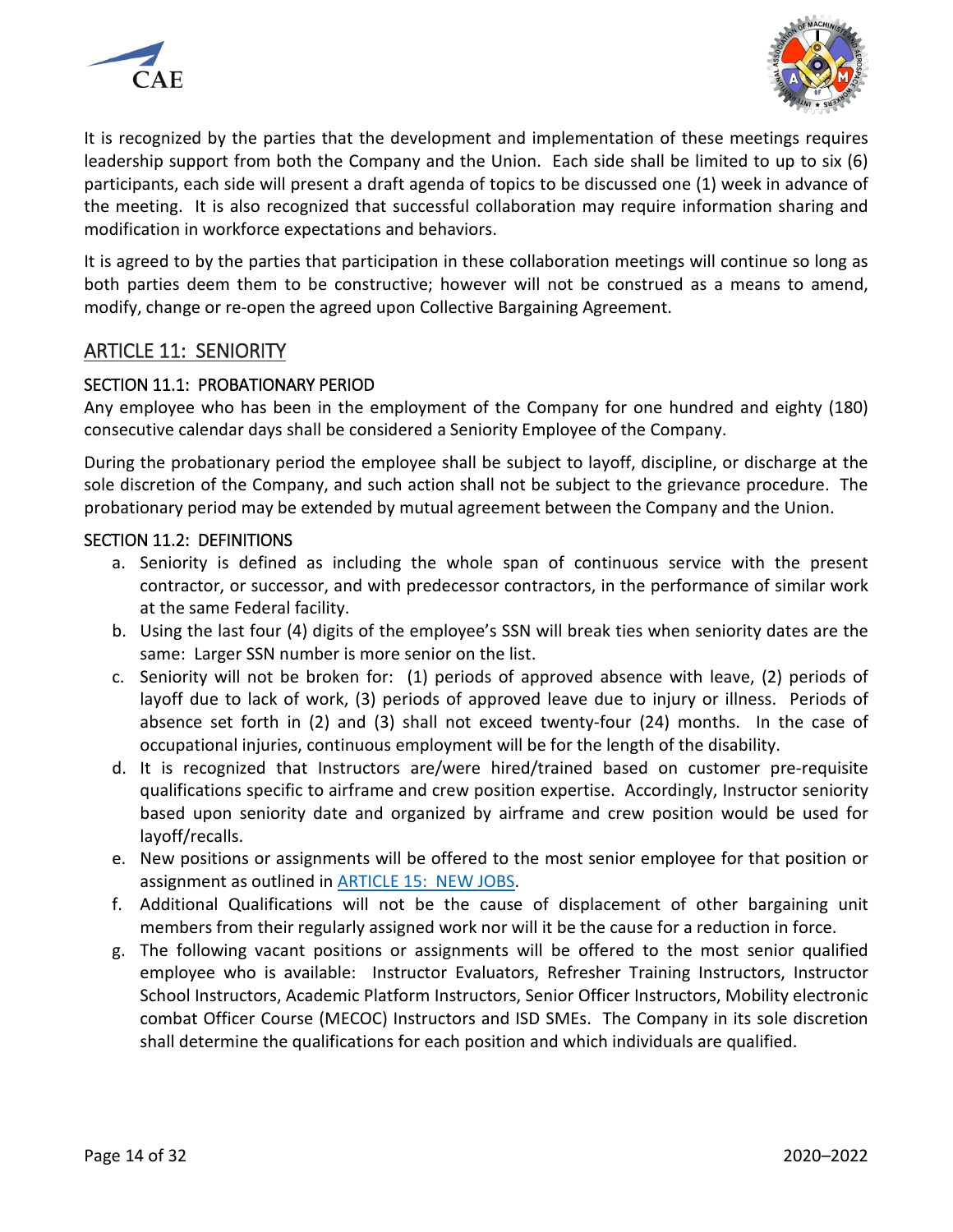It is recognized by the parties that the development and implementation of these meetings requires leadership support from both the Company and the Union. Each side shall be limited to up to six (6) participants, each side will present a draft agenda of topics to be discussed one (1) week in advance of the meeting. It is also recognized that successful collaboration may require information sharing and modification in workforce expectations and behaviors.

It is agreed to by the parties that participation in these collaboration meetings will continue so long as both parties deem them to be constructive; however will not be construed as a means to amend, modify, change or re-open the agreed upon Collective Bargaining Agreement.

## ARTICLE 11: SENIORITY

### SECTION 11.1: PROBATIONARY PERIOD

Any employee who has been in the employment of the Company for one hundred and eighty (180) consecutive calendar days shall be considered a Seniority Employee of the Company.

During the probationary period the employee shall be subject to layoff, discipline, or discharge at the sole discretion of the Company, and such action shall not be subject to the grievance procedure. The probationary period may be extended by mutual agreement between the Company and the Union.

### SECTION 11.2: DEFINITIONS

a. Seniority is defined as including the whole span of continuous service with the present contractor, or successor, and with predecessor contractors, in the performance of similar work at the same Federal facility.
b. Using the last four (4) digits of the employee's SSN will break ties when seniority dates are the same: Larger SSN number is more senior on the list.
c. Seniority will not be broken for: (1) periods of approved absence with leave, (2) periods of layoff due to lack of work, (3) periods of approved leave due to injury or illness. Periods of absence set forth in (2) and (3) shall not exceed twenty-four (24) months. In the case of occupational injuries, continuous employment will be for the length of the disability.
d. It is recognized that Instructors are/were hired/trained based on customer pre-requisite qualifications specific to airframe and crew position expertise. Accordingly, Instructor seniority based upon seniority date and organized by airframe and crew position would be used for layoff/recalls.
e. New positions or assignments will be offered to the most senior employee for that position or assignment as outlined in ARTICLE 15: NEW JOBS.
f. Additional Qualifications will not be the cause of displacement of other bargaining unit members from their regularly assigned work nor will it be the cause for a reduction in force.
g. The following vacant positions or assignments will be offered to the most senior qualified employee who is available: Instructor Evaluators, Refresher Training Instructors, Instructor School Instructors, Academic Platform Instructors, Senior Officer Instructors, Mobility electronic combat Officer Course (MECOC) Instructors and ISD SMEs. The Company in its sole discretion shall determine the qualifications for each position and which individuals are qualified.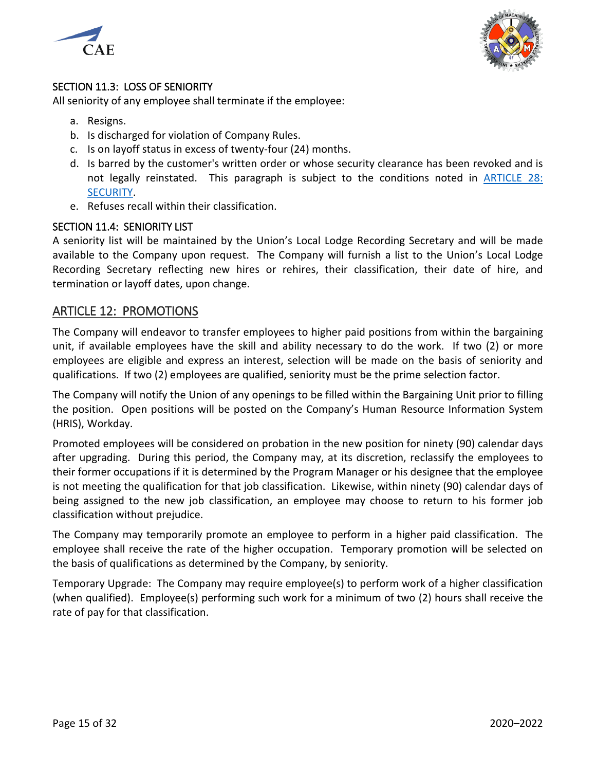### SECTION 11.3: LOSS OF SENIORITY

All seniority of any employee shall terminate if the employee:

a. Resigns.
b. Is discharged for violation of Company Rules.
c. Is on layoff status in excess of twenty-four (24) months.
d. Is barred by the customer's written order or whose security clearance has been revoked and is not legally reinstated. This paragraph is subject to the conditions noted in ARTICLE 28: SECURITY.
e. Refuses recall within their classification.

### SECTION 11.4: SENIORITY LIST

A seniority list will be maintained by the Union's Local Lodge Recording Secretary and will be made available to the Company upon request. The Company will furnish a list to the Union's Local Lodge Recording Secretary reflecting new hires or rehires, their classification, their date of hire, and termination or layoff dates, upon change.

## ARTICLE 12: PROMOTIONS

The Company will endeavor to transfer employees to higher paid positions from within the bargaining unit, if available employees have the skill and ability necessary to do the work. If two (2) or more employees are eligible and express an interest, selection will be made on the basis of seniority and qualifications. If two (2) employees are qualified, seniority must be the prime selection factor.

The Company will notify the Union of any openings to be filled within the Bargaining Unit prior to filling the position. Open positions will be posted on the Company's Human Resource Information System (HRIS), Workday.

Promoted employees will be considered on probation in the new position for ninety (90) calendar days after upgrading. During this period, the Company may, at its discretion, reclassify the employees to their former occupations if it is determined by the Program Manager or his designee that the employee is not meeting the qualification for that job classification. Likewise, within ninety (90) calendar days of being assigned to the new job classification, an employee may choose to return to his former job classification without prejudice.

The Company may temporarily promote an employee to perform in a higher paid classification. The employee shall receive the rate of the higher occupation. Temporary promotion will be selected on the basis of qualifications as determined by the Company, by seniority.

Temporary Upgrade: The Company may require employee(s) to perform work of a higher classification (when qualified). Employee(s) performing such work for a minimum of two (2) hours shall receive the rate of pay for that classification.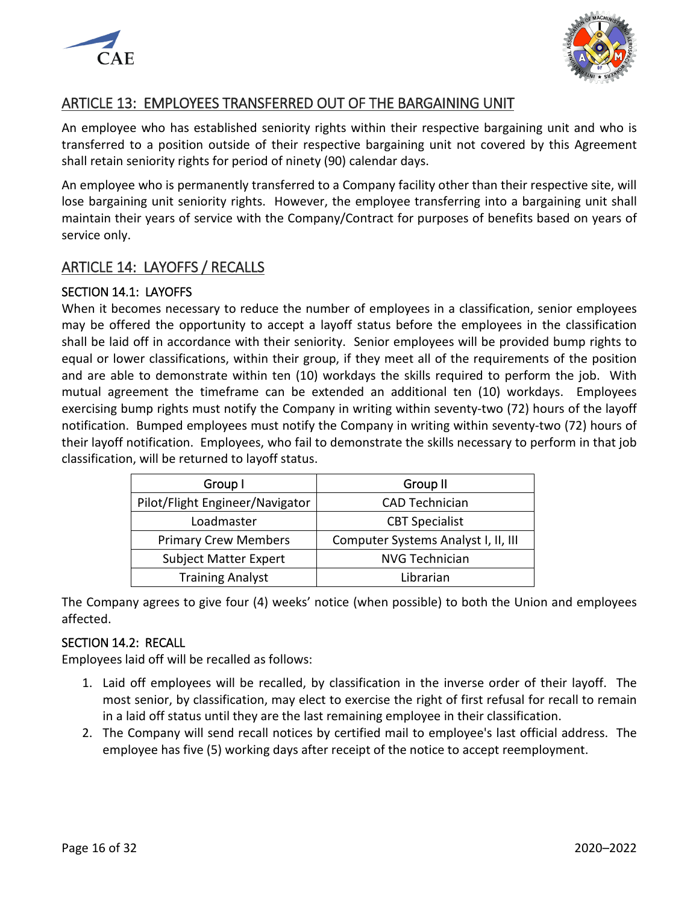## ARTICLE 13: EMPLOYEES TRANSFERRED OUT OF THE BARGAINING UNIT

An employee who has established seniority rights within their respective bargaining unit and who is transferred to a position outside of their respective bargaining unit not covered by this Agreement shall retain seniority rights for period of ninety (90) calendar days.

An employee who is permanently transferred to a Company facility other than their respective site, will lose bargaining unit seniority rights. However, the employee transferring into a bargaining unit shall maintain their years of service with the Company/Contract for purposes of benefits based on years of service only.

## ARTICLE 14: LAYOFFS / RECALLS

### SECTION 14.1: LAYOFFS

When it becomes necessary to reduce the number of employees in a classification, senior employees may be offered the opportunity to accept a layoff status before the employees in the classification shall be laid off in accordance with their seniority. Senior employees will be provided bump rights to equal or lower classifications, within their group, if they meet all of the requirements of the position and are able to demonstrate within ten (10) workdays the skills required to perform the job. With mutual agreement the timeframe can be extended an additional ten (10) workdays. Employees exercising bump rights must notify the Company in writing within seventy-two (72) hours of the layoff notification. Bumped employees must notify the Company in writing within seventy-two (72) hours of their layoff notification. Employees, who fail to demonstrate the skills necessary to perform in that job classification, will be returned to layoff status.

| Group I | Group II |
|---|---|
| Pilot/Flight Engineer/Navigator | CAD Technician |
| Loadmaster | CBT Specialist |
| Primary Crew Members | Computer Systems Analyst I, II, III |
| Subject Matter Expert | NVG Technician |
| Training Analyst | Librarian |

The Company agrees to give four (4) weeks' notice (when possible) to both the Union and employees affected.

### SECTION 14.2: RECALL

Employees laid off will be recalled as follows:

1. Laid off employees will be recalled, by classification in the inverse order of their layoff. The most senior, by classification, may elect to exercise the right of first refusal for recall to remain in a laid off status until they are the last remaining employee in their classification.
2. The Company will send recall notices by certified mail to employee's last official address. The employee has five (5) working days after receipt of the notice to accept reemployment.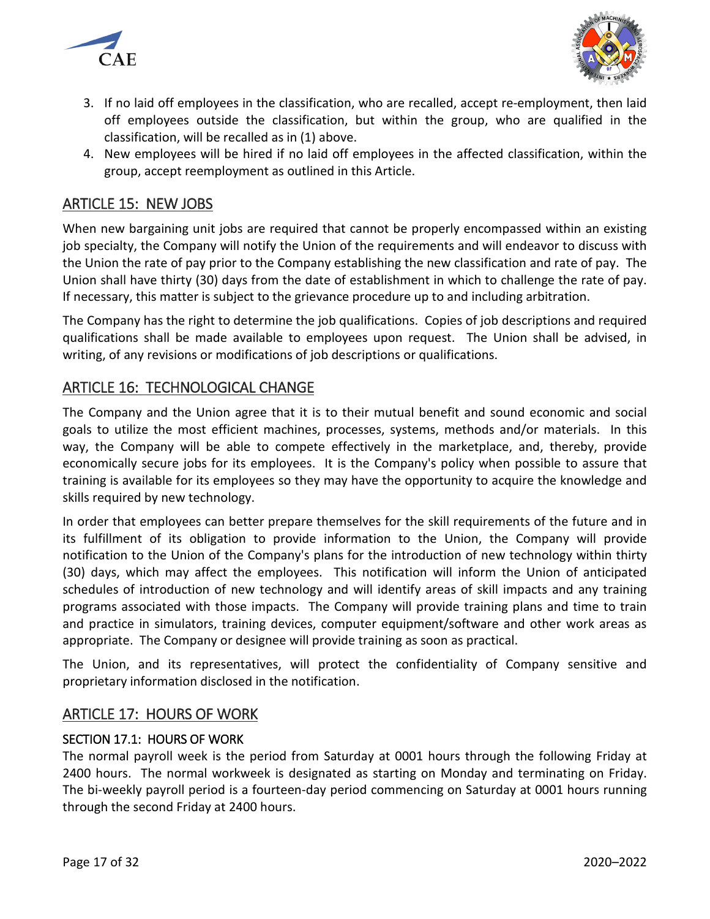3. If no laid off employees in the classification, who are recalled, accept re-employment, then laid off employees outside the classification, but within the group, who are qualified in the classification, will be recalled as in (1) above.
4. New employees will be hired if no laid off employees in the affected classification, within the group, accept reemployment as outlined in this Article.

## ARTICLE 15: NEW JOBS

When new bargaining unit jobs are required that cannot be properly encompassed within an existing job specialty, the Company will notify the Union of the requirements and will endeavor to discuss with the Union the rate of pay prior to the Company establishing the new classification and rate of pay. The Union shall have thirty (30) days from the date of establishment in which to challenge the rate of pay. If necessary, this matter is subject to the grievance procedure up to and including arbitration.

The Company has the right to determine the job qualifications. Copies of job descriptions and required qualifications shall be made available to employees upon request. The Union shall be advised, in writing, of any revisions or modifications of job descriptions or qualifications.

## ARTICLE 16: TECHNOLOGICAL CHANGE

The Company and the Union agree that it is to their mutual benefit and sound economic and social goals to utilize the most efficient machines, processes, systems, methods and/or materials. In this way, the Company will be able to compete effectively in the marketplace, and, thereby, provide economically secure jobs for its employees. It is the Company's policy when possible to assure that training is available for its employees so they may have the opportunity to acquire the knowledge and skills required by new technology.

In order that employees can better prepare themselves for the skill requirements of the future and in its fulfillment of its obligation to provide information to the Union, the Company will provide notification to the Union of the Company's plans for the introduction of new technology within thirty (30) days, which may affect the employees. This notification will inform the Union of anticipated schedules of introduction of new technology and will identify areas of skill impacts and any training programs associated with those impacts. The Company will provide training plans and time to train and practice in simulators, training devices, computer equipment/software and other work areas as appropriate. The Company or designee will provide training as soon as practical.

The Union, and its representatives, will protect the confidentiality of Company sensitive and proprietary information disclosed in the notification.

## ARTICLE 17: HOURS OF WORK

### SECTION 17.1: HOURS OF WORK

The normal payroll week is the period from Saturday at 0001 hours through the following Friday at 2400 hours. The normal workweek is designated as starting on Monday and terminating on Friday. The bi-weekly payroll period is a fourteen-day period commencing on Saturday at 0001 hours running through the second Friday at 2400 hours.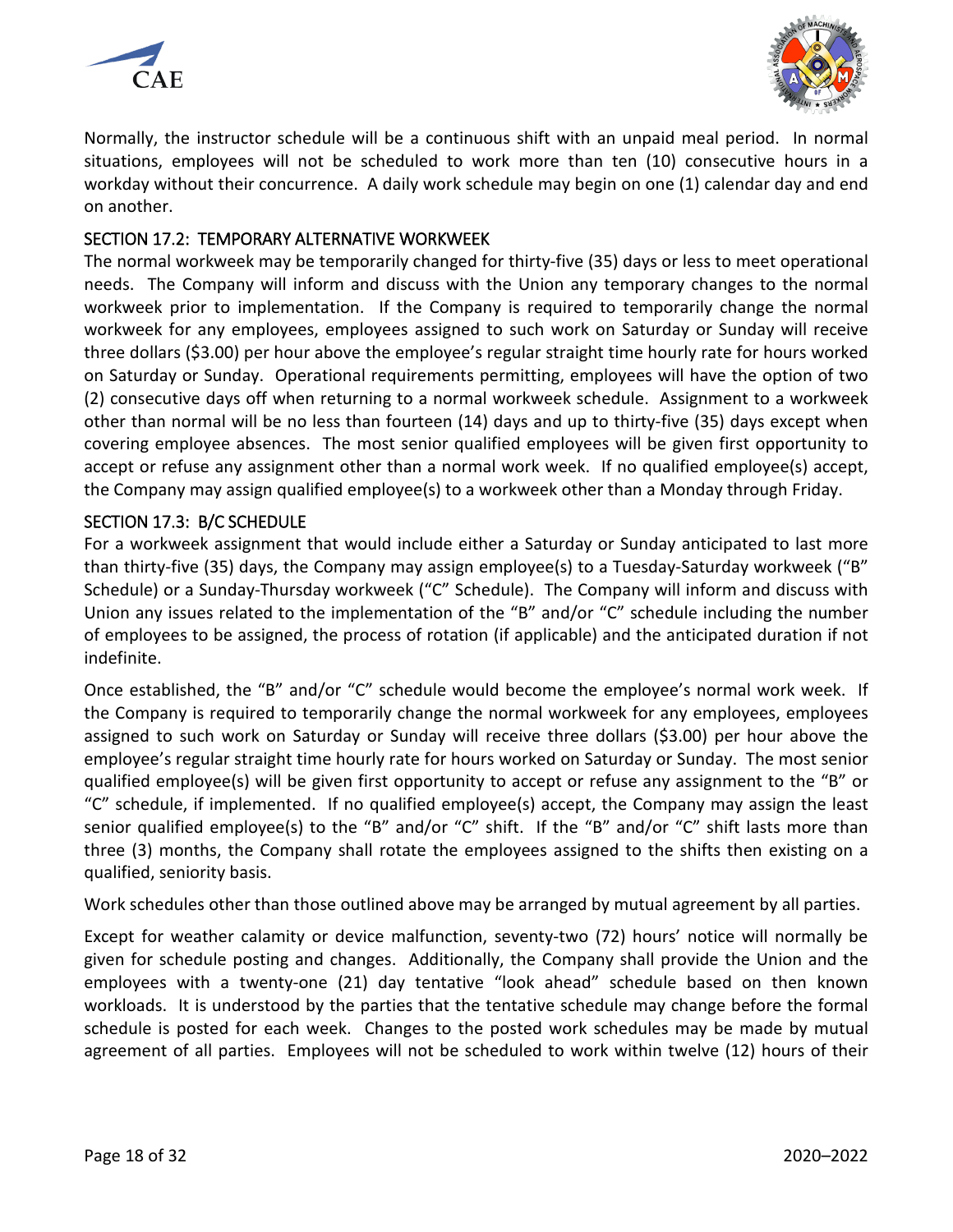Normally, the instructor schedule will be a continuous shift with an unpaid meal period. In normal situations, employees will not be scheduled to work more than ten (10) consecutive hours in a workday without their concurrence. A daily work schedule may begin on one (1) calendar day and end on another.

## SECTION 17.2: TEMPORARY ALTERNATIVE WORKWEEK

The normal workweek may be temporarily changed for thirty-five (35) days or less to meet operational needs. The Company will inform and discuss with the Union any temporary changes to the normal workweek prior to implementation. If the Company is required to temporarily change the normal workweek for any employees, employees assigned to such work on Saturday or Sunday will receive three dollars ($3.00) per hour above the employee's regular straight time hourly rate for hours worked on Saturday or Sunday. Operational requirements permitting, employees will have the option of two (2) consecutive days off when returning to a normal workweek schedule. Assignment to a workweek other than normal will be no less than fourteen (14) days and up to thirty-five (35) days except when covering employee absences. The most senior qualified employees will be given first opportunity to accept or refuse any assignment other than a normal work week. If no qualified employee(s) accept, the Company may assign qualified employee(s) to a workweek other than a Monday through Friday.

## SECTION 17.3: B/C SCHEDULE

For a workweek assignment that would include either a Saturday or Sunday anticipated to last more than thirty-five (35) days, the Company may assign employee(s) to a Tuesday-Saturday workweek ("B" Schedule) or a Sunday-Thursday workweek ("C" Schedule). The Company will inform and discuss with Union any issues related to the implementation of the "B" and/or "C" schedule including the number of employees to be assigned, the process of rotation (if applicable) and the anticipated duration if not indefinite.

Once established, the "B" and/or "C" schedule would become the employee's normal work week. If the Company is required to temporarily change the normal workweek for any employees, employees assigned to such work on Saturday or Sunday will receive three dollars ($3.00) per hour above the employee's regular straight time hourly rate for hours worked on Saturday or Sunday. The most senior qualified employee(s) will be given first opportunity to accept or refuse any assignment to the "B" or "C" schedule, if implemented. If no qualified employee(s) accept, the Company may assign the least senior qualified employee(s) to the "B" and/or "C" shift. If the "B" and/or "C" shift lasts more than three (3) months, the Company shall rotate the employees assigned to the shifts then existing on a qualified, seniority basis.

Work schedules other than those outlined above may be arranged by mutual agreement by all parties.

Except for weather calamity or device malfunction, seventy-two (72) hours' notice will normally be given for schedule posting and changes. Additionally, the Company shall provide the Union and the employees with a twenty-one (21) day tentative "look ahead" schedule based on then known workloads. It is understood by the parties that the tentative schedule may change before the formal schedule is posted for each week. Changes to the posted work schedules may be made by mutual agreement of all parties. Employees will not be scheduled to work within twelve (12) hours of their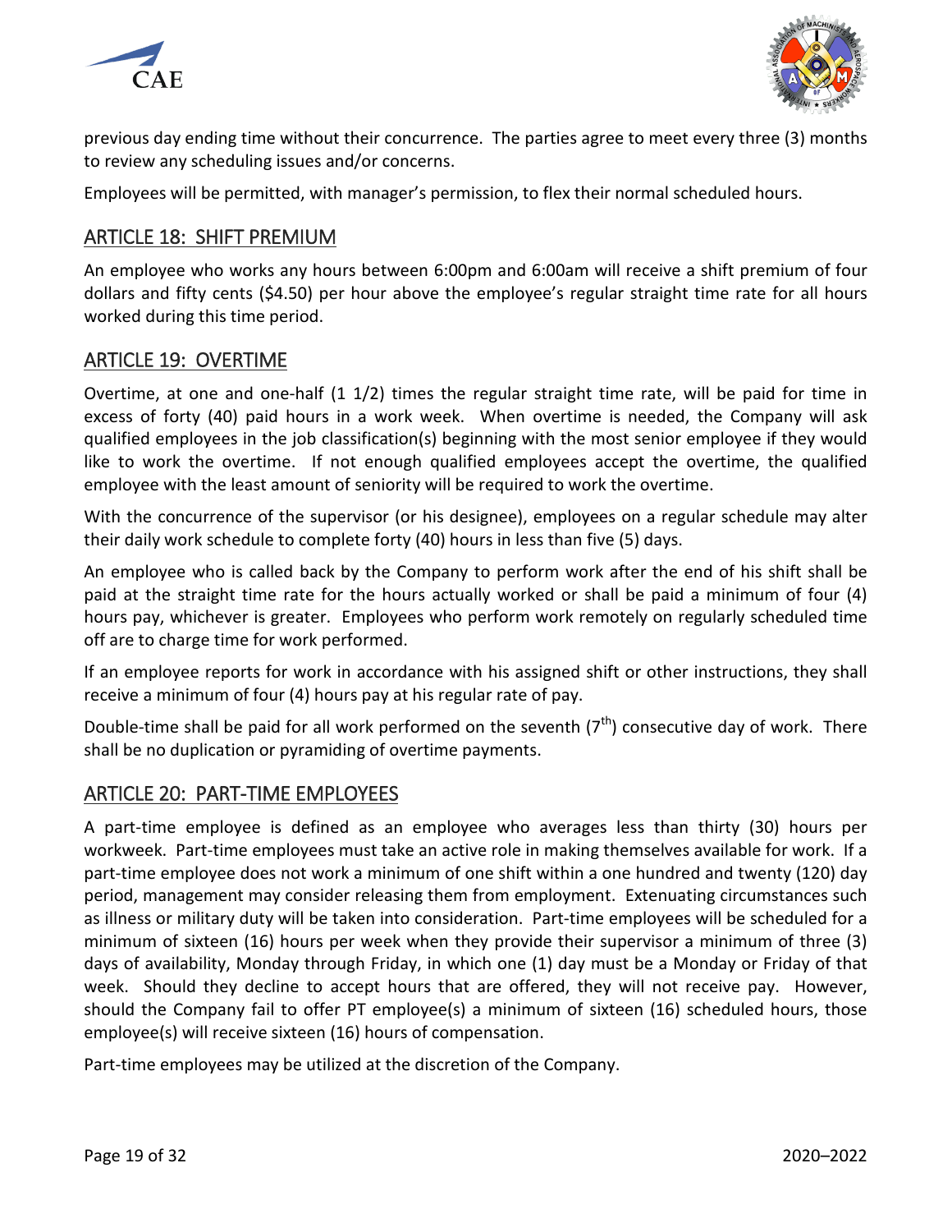previous day ending time without their concurrence. The parties agree to meet every three (3) months to review any scheduling issues and/or concerns.

Employees will be permitted, with manager's permission, to flex their normal scheduled hours.

## ARTICLE 18: SHIFT PREMIUM

An employee who works any hours between 6:00pm and 6:00am will receive a shift premium of four dollars and fifty cents ($4.50) per hour above the employee's regular straight time rate for all hours worked during this time period.

## ARTICLE 19: OVERTIME

Overtime, at one and one-half (1 1/2) times the regular straight time rate, will be paid for time in excess of forty (40) paid hours in a work week. When overtime is needed, the Company will ask qualified employees in the job classification(s) beginning with the most senior employee if they would like to work the overtime. If not enough qualified employees accept the overtime, the qualified employee with the least amount of seniority will be required to work the overtime.

With the concurrence of the supervisor (or his designee), employees on a regular schedule may alter their daily work schedule to complete forty (40) hours in less than five (5) days.

An employee who is called back by the Company to perform work after the end of his shift shall be paid at the straight time rate for the hours actually worked or shall be paid a minimum of four (4) hours pay, whichever is greater. Employees who perform work remotely on regularly scheduled time off are to charge time for work performed.

If an employee reports for work in accordance with his assigned shift or other instructions, they shall receive a minimum of four (4) hours pay at his regular rate of pay.

Double-time shall be paid for all work performed on the seventh (7th) consecutive day of work. There shall be no duplication or pyramiding of overtime payments.

## ARTICLE 20: PART-TIME EMPLOYEES

A part-time employee is defined as an employee who averages less than thirty (30) hours per workweek. Part-time employees must take an active role in making themselves available for work. If a part-time employee does not work a minimum of one shift within a one hundred and twenty (120) day period, management may consider releasing them from employment. Extenuating circumstances such as illness or military duty will be taken into consideration. Part-time employees will be scheduled for a minimum of sixteen (16) hours per week when they provide their supervisor a minimum of three (3) days of availability, Monday through Friday, in which one (1) day must be a Monday or Friday of that week. Should they decline to accept hours that are offered, they will not receive pay. However, should the Company fail to offer PT employee(s) a minimum of sixteen (16) scheduled hours, those employee(s) will receive sixteen (16) hours of compensation.

Part-time employees may be utilized at the discretion of the Company.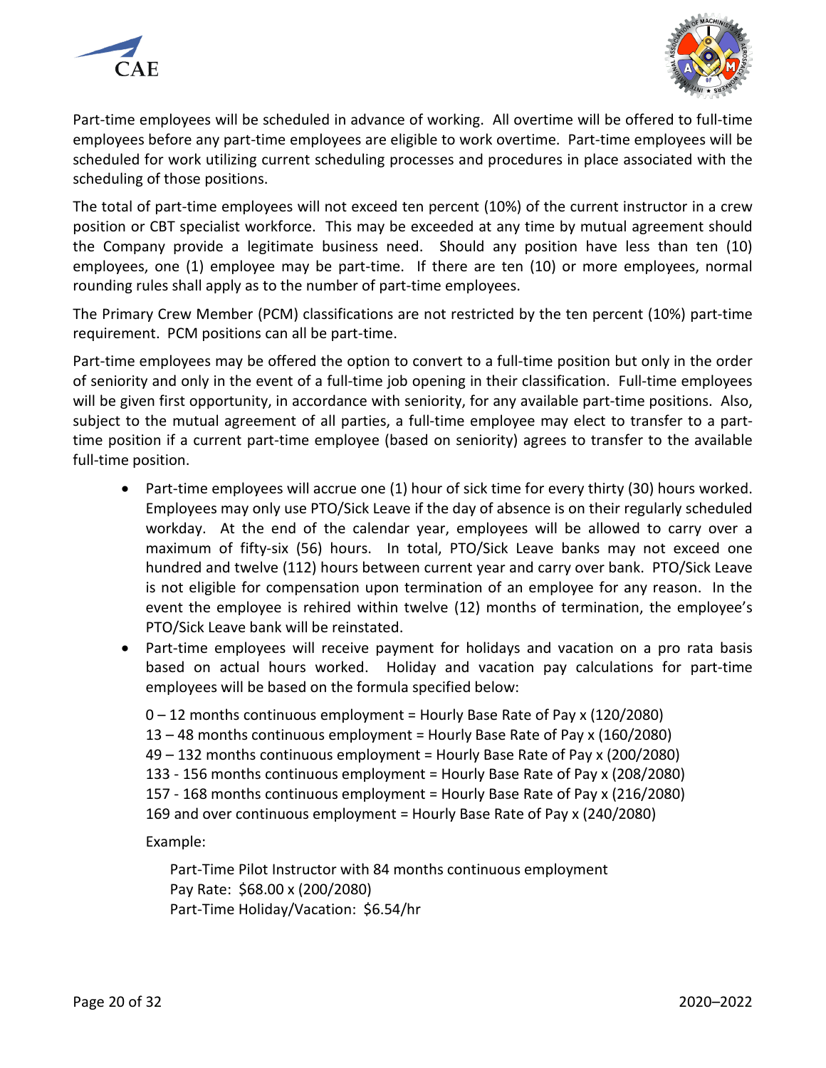Part-time employees will be scheduled in advance of working. All overtime will be offered to full-time employees before any part-time employees are eligible to work overtime. Part-time employees will be scheduled for work utilizing current scheduling processes and procedures in place associated with the scheduling of those positions.

The total of part-time employees will not exceed ten percent (10%) of the current instructor in a crew position or CBT specialist workforce. This may be exceeded at any time by mutual agreement should the Company provide a legitimate business need. Should any position have less than ten (10) employees, one (1) employee may be part-time. If there are ten (10) or more employees, normal rounding rules shall apply as to the number of part-time employees.

The Primary Crew Member (PCM) classifications are not restricted by the ten percent (10%) part-time requirement. PCM positions can all be part-time.

Part-time employees may be offered the option to convert to a full-time position but only in the order of seniority and only in the event of a full-time job opening in their classification. Full-time employees will be given first opportunity, in accordance with seniority, for any available part-time positions. Also, subject to the mutual agreement of all parties, a full-time employee may elect to transfer to a part-time position if a current part-time employee (based on seniority) agrees to transfer to the available full-time position.

- Part-time employees will accrue one (1) hour of sick time for every thirty (30) hours worked. Employees may only use PTO/Sick Leave if the day of absence is on their regularly scheduled workday. At the end of the calendar year, employees will be allowed to carry over a maximum of fifty-six (56) hours. In total, PTO/Sick Leave banks may not exceed one hundred and twelve (112) hours between current year and carry over bank. PTO/Sick Leave is not eligible for compensation upon termination of an employee for any reason. In the event the employee is rehired within twelve (12) months of termination, the employee's PTO/Sick Leave bank will be reinstated.
- Part-time employees will receive payment for holidays and vacation on a pro rata basis based on actual hours worked. Holiday and vacation pay calculations for part-time employees will be based on the formula specified below:

  0 – 12 months continuous employment = Hourly Base Rate of Pay x (120/2080)
  13 – 48 months continuous employment = Hourly Base Rate of Pay x (160/2080)
  49 – 132 months continuous employment = Hourly Base Rate of Pay x (200/2080)
  133 - 156 months continuous employment = Hourly Base Rate of Pay x (208/2080)
  157 - 168 months continuous employment = Hourly Base Rate of Pay x (216/2080)
  169 and over continuous employment = Hourly Base Rate of Pay x (240/2080)

  Example:

  Part-Time Pilot Instructor with 84 months continuous employment
  Pay Rate: $68.00 x (200/2080)
  Part-Time Holiday/Vacation: $6.54/hr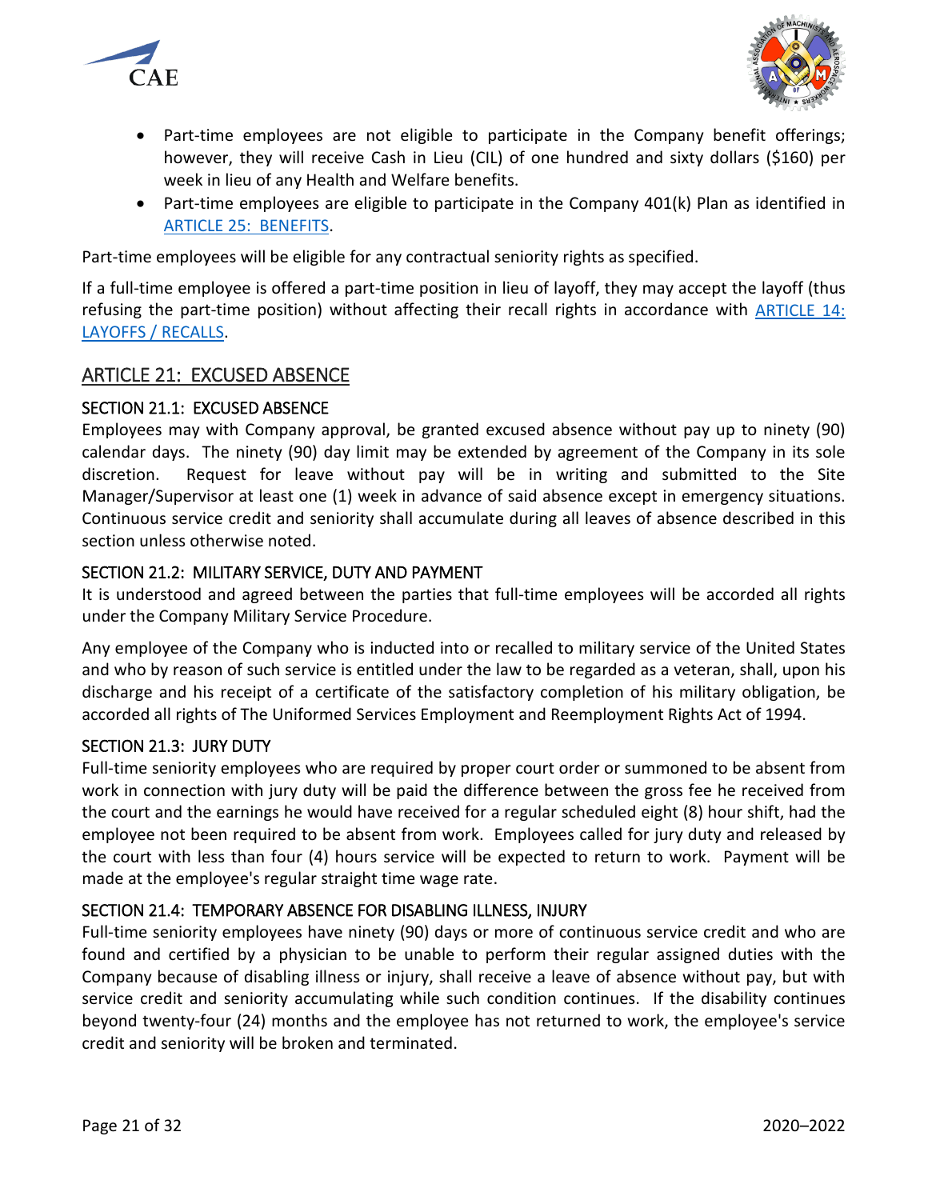- Part-time employees are not eligible to participate in the Company benefit offerings; however, they will receive Cash in Lieu (CIL) of one hundred and sixty dollars ($160) per week in lieu of any Health and Welfare benefits.
- Part-time employees are eligible to participate in the Company 401(k) Plan as identified in ARTICLE 25: BENEFITS.

Part-time employees will be eligible for any contractual seniority rights as specified.

If a full-time employee is offered a part-time position in lieu of layoff, they may accept the layoff (thus refusing the part-time position) without affecting their recall rights in accordance with ARTICLE 14: LAYOFFS / RECALLS.

## ARTICLE 21: EXCUSED ABSENCE

### SECTION 21.1: EXCUSED ABSENCE

Employees may with Company approval, be granted excused absence without pay up to ninety (90) calendar days. The ninety (90) day limit may be extended by agreement of the Company in its sole discretion. Request for leave without pay will be in writing and submitted to the Site Manager/Supervisor at least one (1) week in advance of said absence except in emergency situations. Continuous service credit and seniority shall accumulate during all leaves of absence described in this section unless otherwise noted.

### SECTION 21.2: MILITARY SERVICE, DUTY AND PAYMENT

It is understood and agreed between the parties that full-time employees will be accorded all rights under the Company Military Service Procedure.

Any employee of the Company who is inducted into or recalled to military service of the United States and who by reason of such service is entitled under the law to be regarded as a veteran, shall, upon his discharge and his receipt of a certificate of the satisfactory completion of his military obligation, be accorded all rights of The Uniformed Services Employment and Reemployment Rights Act of 1994.

### SECTION 21.3: JURY DUTY

Full-time seniority employees who are required by proper court order or summoned to be absent from work in connection with jury duty will be paid the difference between the gross fee he received from the court and the earnings he would have received for a regular scheduled eight (8) hour shift, had the employee not been required to be absent from work. Employees called for jury duty and released by the court with less than four (4) hours service will be expected to return to work. Payment will be made at the employee's regular straight time wage rate.

### SECTION 21.4: TEMPORARY ABSENCE FOR DISABLING ILLNESS, INJURY

Full-time seniority employees have ninety (90) days or more of continuous service credit and who are found and certified by a physician to be unable to perform their regular assigned duties with the Company because of disabling illness or injury, shall receive a leave of absence without pay, but with service credit and seniority accumulating while such condition continues. If the disability continues beyond twenty-four (24) months and the employee has not returned to work, the employee's service credit and seniority will be broken and terminated.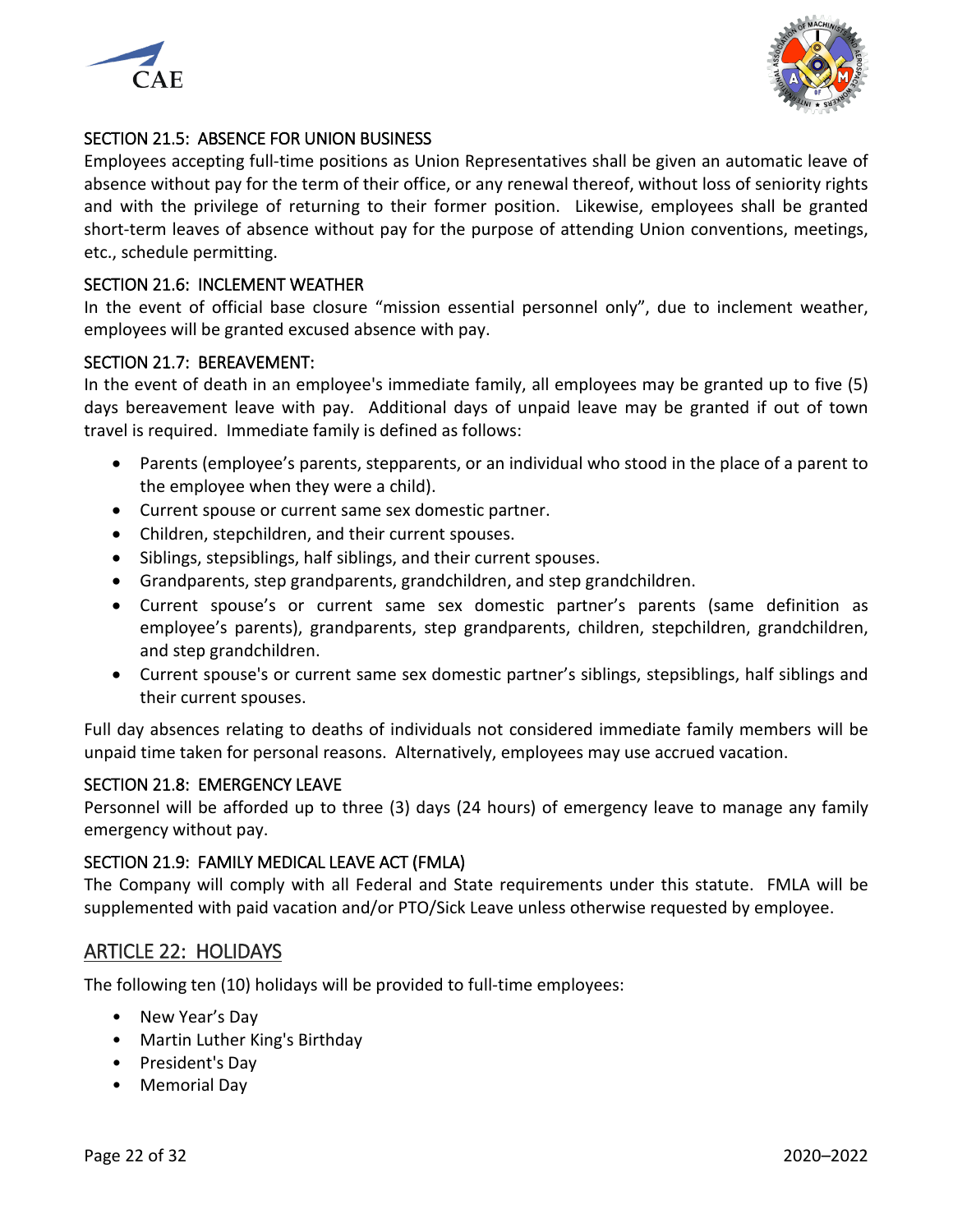### SECTION 21.5: ABSENCE FOR UNION BUSINESS

Employees accepting full-time positions as Union Representatives shall be given an automatic leave of absence without pay for the term of their office, or any renewal thereof, without loss of seniority rights and with the privilege of returning to their former position. Likewise, employees shall be granted short-term leaves of absence without pay for the purpose of attending Union conventions, meetings, etc., schedule permitting.

### SECTION 21.6: INCLEMENT WEATHER

In the event of official base closure "mission essential personnel only", due to inclement weather, employees will be granted excused absence with pay.

### SECTION 21.7: BEREAVEMENT:

In the event of death in an employee's immediate family, all employees may be granted up to five (5) days bereavement leave with pay. Additional days of unpaid leave may be granted if out of town travel is required. Immediate family is defined as follows:

- Parents (employee's parents, stepparents, or an individual who stood in the place of a parent to the employee when they were a child).
- Current spouse or current same sex domestic partner.
- Children, stepchildren, and their current spouses.
- Siblings, stepsiblings, half siblings, and their current spouses.
- Grandparents, step grandparents, grandchildren, and step grandchildren.
- Current spouse's or current same sex domestic partner's parents (same definition as employee's parents), grandparents, step grandparents, children, stepchildren, grandchildren, and step grandchildren.
- Current spouse's or current same sex domestic partner's siblings, stepsiblings, half siblings and their current spouses.

Full day absences relating to deaths of individuals not considered immediate family members will be unpaid time taken for personal reasons. Alternatively, employees may use accrued vacation.

### SECTION 21.8: EMERGENCY LEAVE

Personnel will be afforded up to three (3) days (24 hours) of emergency leave to manage any family emergency without pay.

### SECTION 21.9: FAMILY MEDICAL LEAVE ACT (FMLA)

The Company will comply with all Federal and State requirements under this statute. FMLA will be supplemented with paid vacation and/or PTO/Sick Leave unless otherwise requested by employee.

## ARTICLE 22: HOLIDAYS

The following ten (10) holidays will be provided to full-time employees:

- New Year's Day
- Martin Luther King's Birthday
- President's Day
- Memorial Day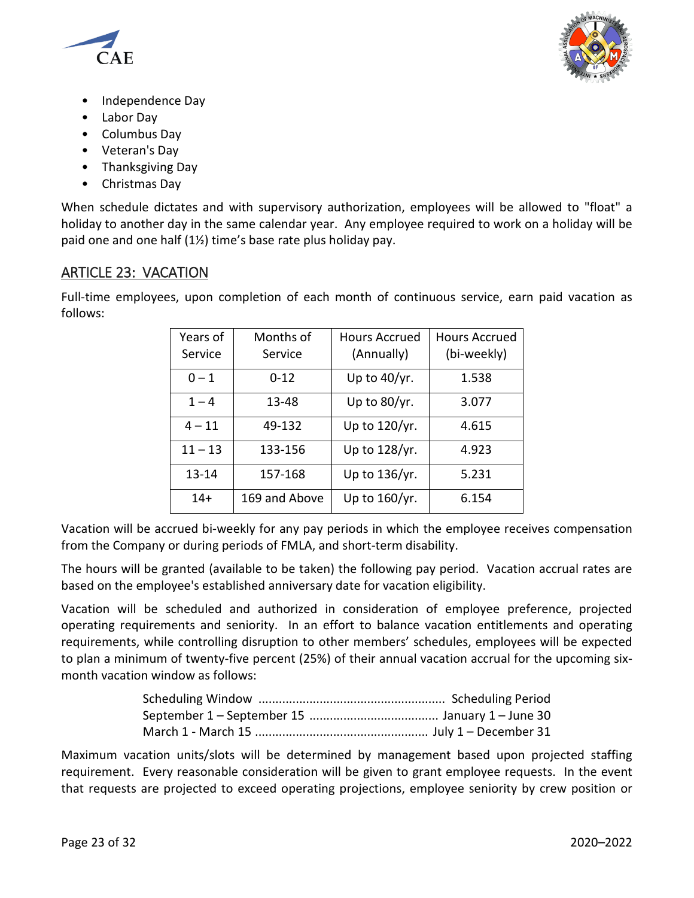- Independence Day
- Labor Day
- Columbus Day
- Veteran's Day
- Thanksgiving Day
- Christmas Day

When schedule dictates and with supervisory authorization, employees will be allowed to "float" a holiday to another day in the same calendar year. Any employee required to work on a holiday will be paid one and one half (1½) time's base rate plus holiday pay.

## ARTICLE 23: VACATION

Full-time employees, upon completion of each month of continuous service, earn paid vacation as follows:

| Years of Service | Months of Service | Hours Accrued (Annually) | Hours Accrued (bi-weekly) |
|---|---|---|---|
| 0 – 1 | 0-12 | Up to 40/yr. | 1.538 |
| 1 – 4 | 13-48 | Up to 80/yr. | 3.077 |
| 4 – 11 | 49-132 | Up to 120/yr. | 4.615 |
| 11 – 13 | 133-156 | Up to 128/yr. | 4.923 |
| 13-14 | 157-168 | Up to 136/yr. | 5.231 |
| 14+ | 169 and Above | Up to 160/yr. | 6.154 |

Vacation will be accrued bi-weekly for any pay periods in which the employee receives compensation from the Company or during periods of FMLA, and short-term disability.

The hours will be granted (available to be taken) the following pay period. Vacation accrual rates are based on the employee's established anniversary date for vacation eligibility.

Vacation will be scheduled and authorized in consideration of employee preference, projected operating requirements and seniority. In an effort to balance vacation entitlements and operating requirements, while controlling disruption to other members' schedules, employees will be expected to plan a minimum of twenty-five percent (25%) of their annual vacation accrual for the upcoming six-month vacation window as follows:

Scheduling Window ...................................................... Scheduling Period
September 1 – September 15 ..................................... January 1 – June 30
March 1 - March 15 .................................................. July 1 – December 31

Maximum vacation units/slots will be determined by management based upon projected staffing requirement. Every reasonable consideration will be given to grant employee requests. In the event that requests are projected to exceed operating projections, employee seniority by crew position or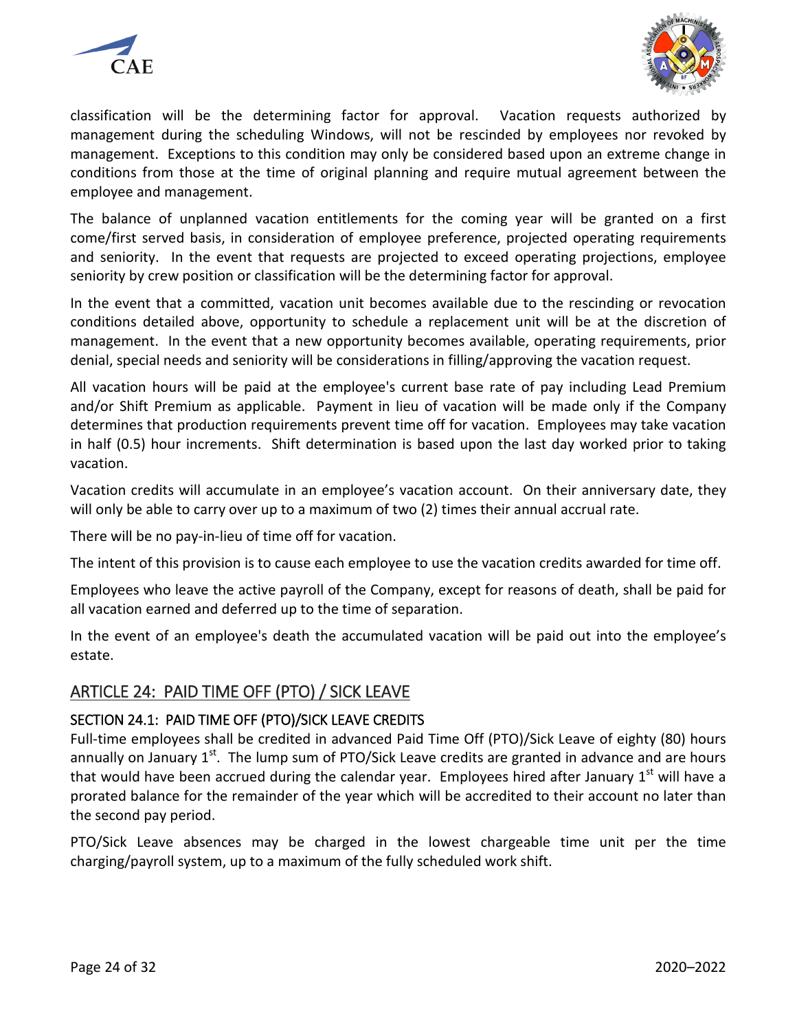classification will be the determining factor for approval. Vacation requests authorized by management during the scheduling Windows, will not be rescinded by employees nor revoked by management. Exceptions to this condition may only be considered based upon an extreme change in conditions from those at the time of original planning and require mutual agreement between the employee and management.

The balance of unplanned vacation entitlements for the coming year will be granted on a first come/first served basis, in consideration of employee preference, projected operating requirements and seniority. In the event that requests are projected to exceed operating projections, employee seniority by crew position or classification will be the determining factor for approval.

In the event that a committed, vacation unit becomes available due to the rescinding or revocation conditions detailed above, opportunity to schedule a replacement unit will be at the discretion of management. In the event that a new opportunity becomes available, operating requirements, prior denial, special needs and seniority will be considerations in filling/approving the vacation request.

All vacation hours will be paid at the employee's current base rate of pay including Lead Premium and/or Shift Premium as applicable. Payment in lieu of vacation will be made only if the Company determines that production requirements prevent time off for vacation. Employees may take vacation in half (0.5) hour increments. Shift determination is based upon the last day worked prior to taking vacation.

Vacation credits will accumulate in an employee's vacation account. On their anniversary date, they will only be able to carry over up to a maximum of two (2) times their annual accrual rate.

There will be no pay-in-lieu of time off for vacation.

The intent of this provision is to cause each employee to use the vacation credits awarded for time off.

Employees who leave the active payroll of the Company, except for reasons of death, shall be paid for all vacation earned and deferred up to the time of separation.

In the event of an employee's death the accumulated vacation will be paid out into the employee's estate.

## ARTICLE 24: PAID TIME OFF (PTO) / SICK LEAVE

### SECTION 24.1: PAID TIME OFF (PTO)/SICK LEAVE CREDITS

Full-time employees shall be credited in advanced Paid Time Off (PTO)/Sick Leave of eighty (80) hours annually on January 1st. The lump sum of PTO/Sick Leave credits are granted in advance and are hours that would have been accrued during the calendar year. Employees hired after January 1st will have a prorated balance for the remainder of the year which will be accredited to their account no later than the second pay period.

PTO/Sick Leave absences may be charged in the lowest chargeable time unit per the time charging/payroll system, up to a maximum of the fully scheduled work shift.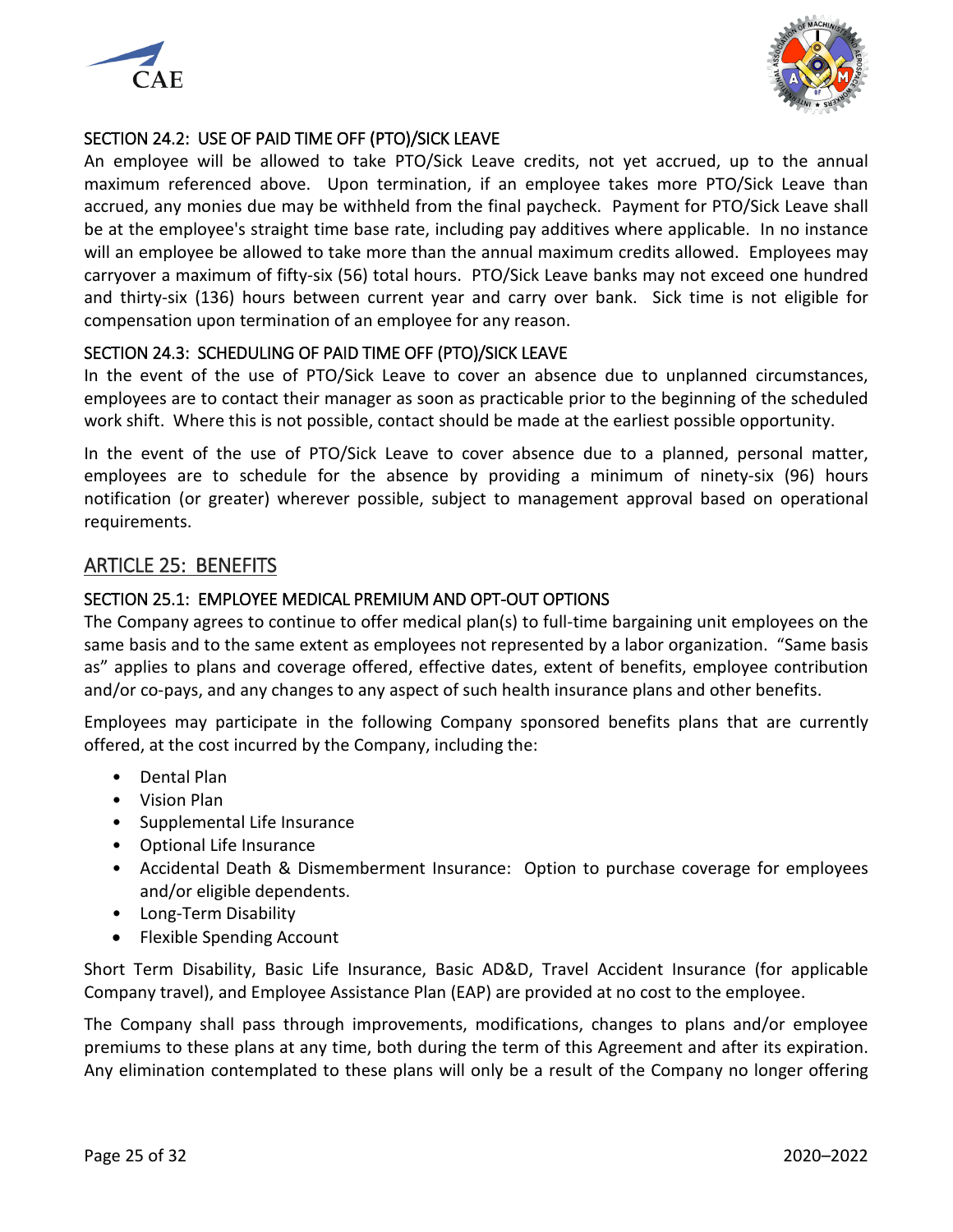### SECTION 24.2: USE OF PAID TIME OFF (PTO)/SICK LEAVE

An employee will be allowed to take PTO/Sick Leave credits, not yet accrued, up to the annual maximum referenced above. Upon termination, if an employee takes more PTO/Sick Leave than accrued, any monies due may be withheld from the final paycheck. Payment for PTO/Sick Leave shall be at the employee's straight time base rate, including pay additives where applicable. In no instance will an employee be allowed to take more than the annual maximum credits allowed. Employees may carryover a maximum of fifty-six (56) total hours. PTO/Sick Leave banks may not exceed one hundred and thirty-six (136) hours between current year and carry over bank. Sick time is not eligible for compensation upon termination of an employee for any reason.

### SECTION 24.3: SCHEDULING OF PAID TIME OFF (PTO)/SICK LEAVE

In the event of the use of PTO/Sick Leave to cover an absence due to unplanned circumstances, employees are to contact their manager as soon as practicable prior to the beginning of the scheduled work shift. Where this is not possible, contact should be made at the earliest possible opportunity.

In the event of the use of PTO/Sick Leave to cover absence due to a planned, personal matter, employees are to schedule for the absence by providing a minimum of ninety-six (96) hours notification (or greater) wherever possible, subject to management approval based on operational requirements.

## ARTICLE 25: BENEFITS

### SECTION 25.1: EMPLOYEE MEDICAL PREMIUM AND OPT-OUT OPTIONS

The Company agrees to continue to offer medical plan(s) to full-time bargaining unit employees on the same basis and to the same extent as employees not represented by a labor organization. "Same basis as" applies to plans and coverage offered, effective dates, extent of benefits, employee contribution and/or co-pays, and any changes to any aspect of such health insurance plans and other benefits.

Employees may participate in the following Company sponsored benefits plans that are currently offered, at the cost incurred by the Company, including the:

- Dental Plan
- Vision Plan
- Supplemental Life Insurance
- Optional Life Insurance
- Accidental Death & Dismemberment Insurance: Option to purchase coverage for employees and/or eligible dependents.
- Long-Term Disability
- Flexible Spending Account

Short Term Disability, Basic Life Insurance, Basic AD&D, Travel Accident Insurance (for applicable Company travel), and Employee Assistance Plan (EAP) are provided at no cost to the employee.

The Company shall pass through improvements, modifications, changes to plans and/or employee premiums to these plans at any time, both during the term of this Agreement and after its expiration. Any elimination contemplated to these plans will only be a result of the Company no longer offering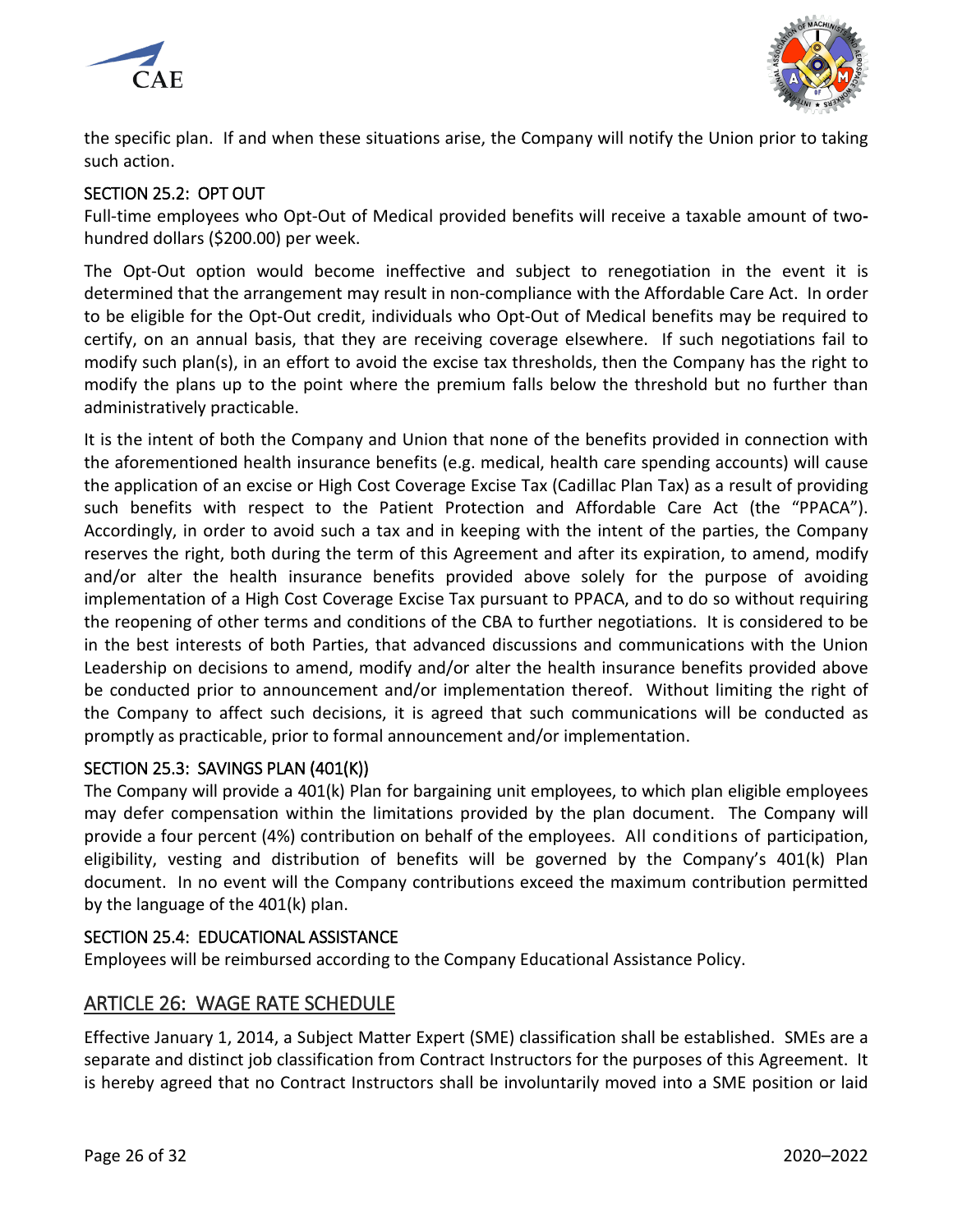the specific plan. If and when these situations arise, the Company will notify the Union prior to taking such action.

### SECTION 25.2: OPT OUT

Full-time employees who Opt-Out of Medical provided benefits will receive a taxable amount of two-hundred dollars ($200.00) per week.

The Opt-Out option would become ineffective and subject to renegotiation in the event it is determined that the arrangement may result in non-compliance with the Affordable Care Act. In order to be eligible for the Opt-Out credit, individuals who Opt-Out of Medical benefits may be required to certify, on an annual basis, that they are receiving coverage elsewhere. If such negotiations fail to modify such plan(s), in an effort to avoid the excise tax thresholds, then the Company has the right to modify the plans up to the point where the premium falls below the threshold but no further than administratively practicable.

It is the intent of both the Company and Union that none of the benefits provided in connection with the aforementioned health insurance benefits (e.g. medical, health care spending accounts) will cause the application of an excise or High Cost Coverage Excise Tax (Cadillac Plan Tax) as a result of providing such benefits with respect to the Patient Protection and Affordable Care Act (the "PPACA"). Accordingly, in order to avoid such a tax and in keeping with the intent of the parties, the Company reserves the right, both during the term of this Agreement and after its expiration, to amend, modify and/or alter the health insurance benefits provided above solely for the purpose of avoiding implementation of a High Cost Coverage Excise Tax pursuant to PPACA, and to do so without requiring the reopening of other terms and conditions of the CBA to further negotiations. It is considered to be in the best interests of both Parties, that advanced discussions and communications with the Union Leadership on decisions to amend, modify and/or alter the health insurance benefits provided above be conducted prior to announcement and/or implementation thereof. Without limiting the right of the Company to affect such decisions, it is agreed that such communications will be conducted as promptly as practicable, prior to formal announcement and/or implementation.

### SECTION 25.3: SAVINGS PLAN (401(K))

The Company will provide a 401(k) Plan for bargaining unit employees, to which plan eligible employees may defer compensation within the limitations provided by the plan document. The Company will provide a four percent (4%) contribution on behalf of the employees. All conditions of participation, eligibility, vesting and distribution of benefits will be governed by the Company's 401(k) Plan document. In no event will the Company contributions exceed the maximum contribution permitted by the language of the 401(k) plan.

### SECTION 25.4: EDUCATIONAL ASSISTANCE

Employees will be reimbursed according to the Company Educational Assistance Policy.

## ARTICLE 26: WAGE RATE SCHEDULE

Effective January 1, 2014, a Subject Matter Expert (SME) classification shall be established. SMEs are a separate and distinct job classification from Contract Instructors for the purposes of this Agreement. It is hereby agreed that no Contract Instructors shall be involuntarily moved into a SME position or laid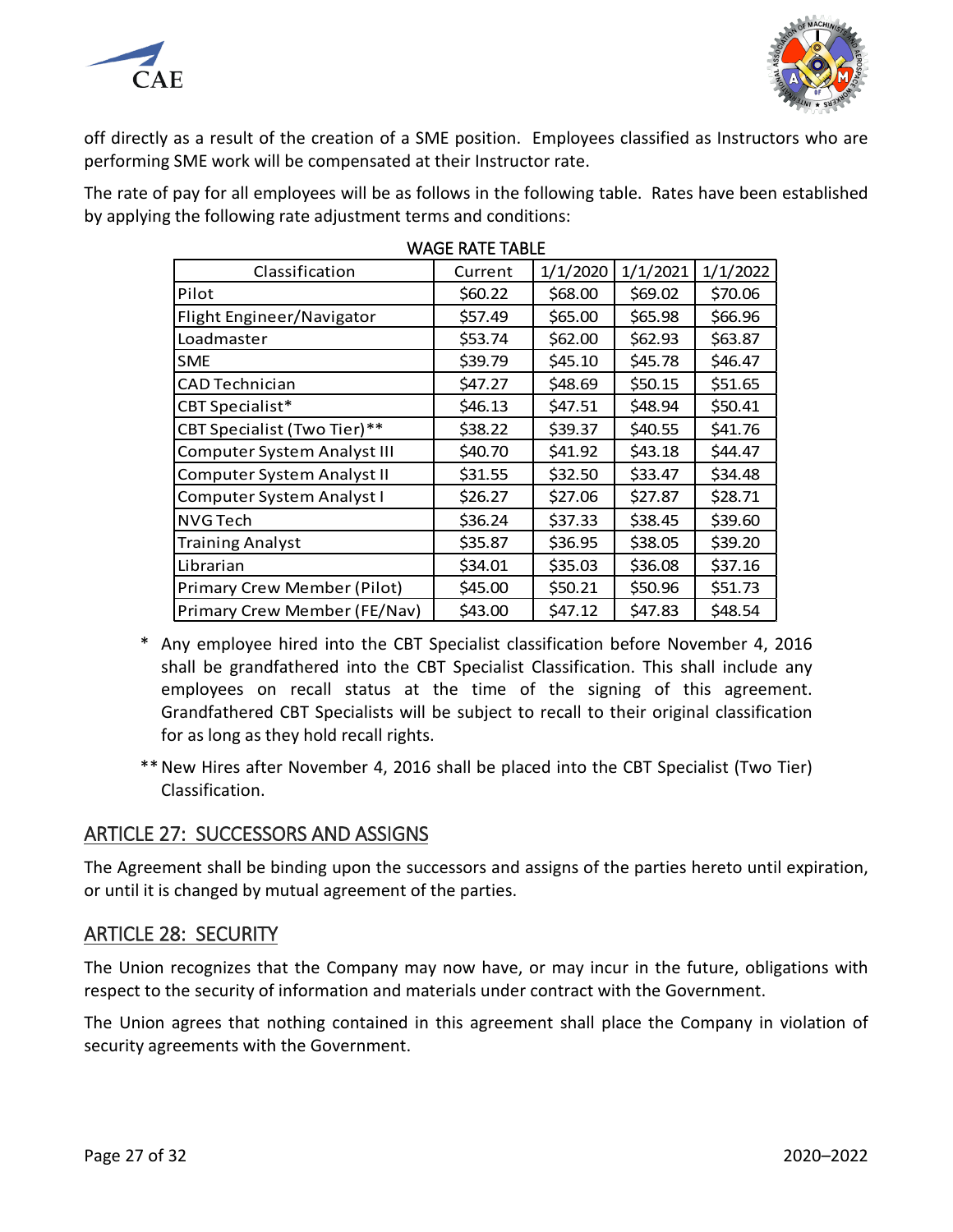off directly as a result of the creation of a SME position. Employees classified as Instructors who are performing SME work will be compensated at their Instructor rate.

The rate of pay for all employees will be as follows in the following table. Rates have been established by applying the following rate adjustment terms and conditions:

WAGE RATE TABLE

| Classification | Current | 1/1/2020 | 1/1/2021 | 1/1/2022 |
|---|---|---|---|---|
| Pilot | $60.22 | $68.00 | $69.02 | $70.06 |
| Flight Engineer/Navigator | $57.49 | $65.00 | $65.98 | $66.96 |
| Loadmaster | $53.74 | $62.00 | $62.93 | $63.87 |
| SME | $39.79 | $45.10 | $45.78 | $46.47 |
| CAD Technician | $47.27 | $48.69 | $50.15 | $51.65 |
| CBT Specialist* | $46.13 | $47.51 | $48.94 | $50.41 |
| CBT Specialist (Two Tier)** | $38.22 | $39.37 | $40.55 | $41.76 |
| Computer System Analyst III | $40.70 | $41.92 | $43.18 | $44.47 |
| Computer System Analyst II | $31.55 | $32.50 | $33.47 | $34.48 |
| Computer System Analyst I | $26.27 | $27.06 | $27.87 | $28.71 |
| NVG Tech | $36.24 | $37.33 | $38.45 | $39.60 |
| Training Analyst | $35.87 | $36.95 | $38.05 | $39.20 |
| Librarian | $34.01 | $35.03 | $36.08 | $37.16 |
| Primary Crew Member (Pilot) | $45.00 | $50.21 | $50.96 | $51.73 |
| Primary Crew Member (FE/Nav) | $43.00 | $47.12 | $47.83 | $48.54 |

\* Any employee hired into the CBT Specialist classification before November 4, 2016 shall be grandfathered into the CBT Specialist Classification. This shall include any employees on recall status at the time of the signing of this agreement. Grandfathered CBT Specialists will be subject to recall to their original classification for as long as they hold recall rights.

** New Hires after November 4, 2016 shall be placed into the CBT Specialist (Two Tier) Classification.

## ARTICLE 27: SUCCESSORS AND ASSIGNS

The Agreement shall be binding upon the successors and assigns of the parties hereto until expiration, or until it is changed by mutual agreement of the parties.

## ARTICLE 28: SECURITY

The Union recognizes that the Company may now have, or may incur in the future, obligations with respect to the security of information and materials under contract with the Government.

The Union agrees that nothing contained in this agreement shall place the Company in violation of security agreements with the Government.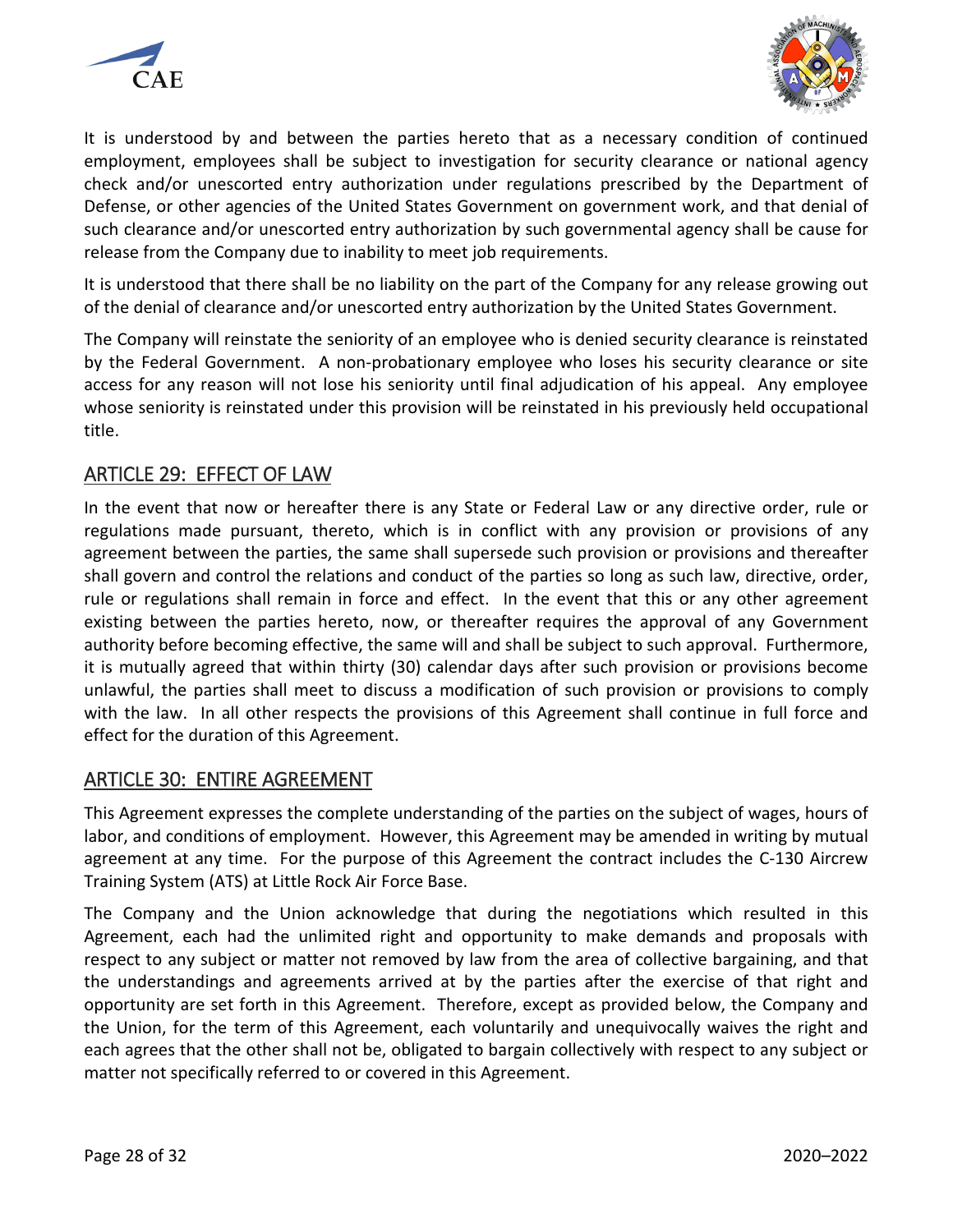It is understood by and between the parties hereto that as a necessary condition of continued employment, employees shall be subject to investigation for security clearance or national agency check and/or unescorted entry authorization under regulations prescribed by the Department of Defense, or other agencies of the United States Government on government work, and that denial of such clearance and/or unescorted entry authorization by such governmental agency shall be cause for release from the Company due to inability to meet job requirements.

It is understood that there shall be no liability on the part of the Company for any release growing out of the denial of clearance and/or unescorted entry authorization by the United States Government.

The Company will reinstate the seniority of an employee who is denied security clearance is reinstated by the Federal Government. A non-probationary employee who loses his security clearance or site access for any reason will not lose his seniority until final adjudication of his appeal. Any employee whose seniority is reinstated under this provision will be reinstated in his previously held occupational title.

## ARTICLE 29: EFFECT OF LAW

In the event that now or hereafter there is any State or Federal Law or any directive order, rule or regulations made pursuant, thereto, which is in conflict with any provision or provisions of any agreement between the parties, the same shall supersede such provision or provisions and thereafter shall govern and control the relations and conduct of the parties so long as such law, directive, order, rule or regulations shall remain in force and effect. In the event that this or any other agreement existing between the parties hereto, now, or thereafter requires the approval of any Government authority before becoming effective, the same will and shall be subject to such approval. Furthermore, it is mutually agreed that within thirty (30) calendar days after such provision or provisions become unlawful, the parties shall meet to discuss a modification of such provision or provisions to comply with the law. In all other respects the provisions of this Agreement shall continue in full force and effect for the duration of this Agreement.

## ARTICLE 30: ENTIRE AGREEMENT

This Agreement expresses the complete understanding of the parties on the subject of wages, hours of labor, and conditions of employment. However, this Agreement may be amended in writing by mutual agreement at any time. For the purpose of this Agreement the contract includes the C-130 Aircrew Training System (ATS) at Little Rock Air Force Base.

The Company and the Union acknowledge that during the negotiations which resulted in this Agreement, each had the unlimited right and opportunity to make demands and proposals with respect to any subject or matter not removed by law from the area of collective bargaining, and that the understandings and agreements arrived at by the parties after the exercise of that right and opportunity are set forth in this Agreement. Therefore, except as provided below, the Company and the Union, for the term of this Agreement, each voluntarily and unequivocally waives the right and each agrees that the other shall not be, obligated to bargain collectively with respect to any subject or matter not specifically referred to or covered in this Agreement.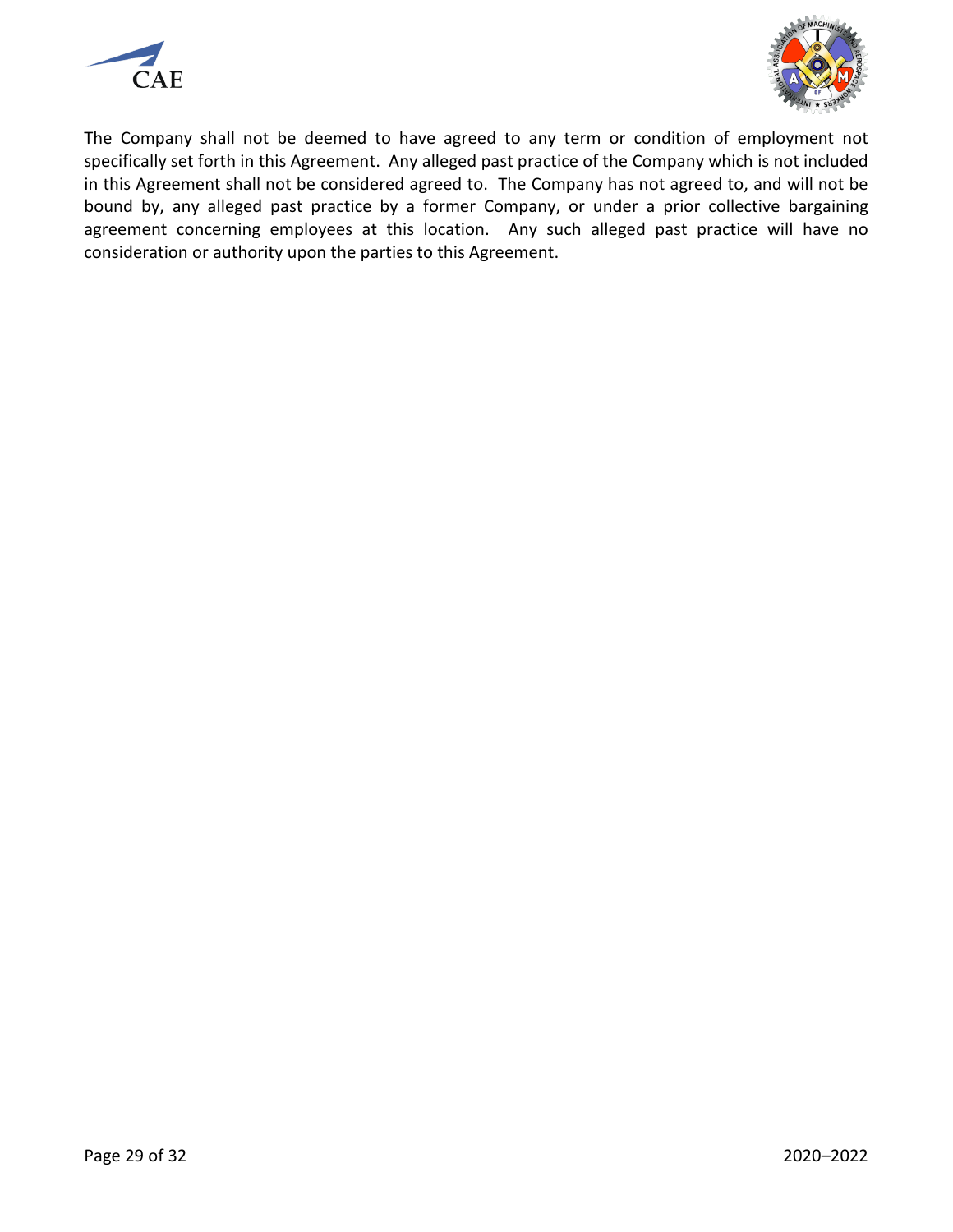The Company shall not be deemed to have agreed to any term or condition of employment not specifically set forth in this Agreement. Any alleged past practice of the Company which is not included in this Agreement shall not be considered agreed to. The Company has not agreed to, and will not be bound by, any alleged past practice by a former Company, or under a prior collective bargaining agreement concerning employees at this location. Any such alleged past practice will have no consideration or authority upon the parties to this Agreement.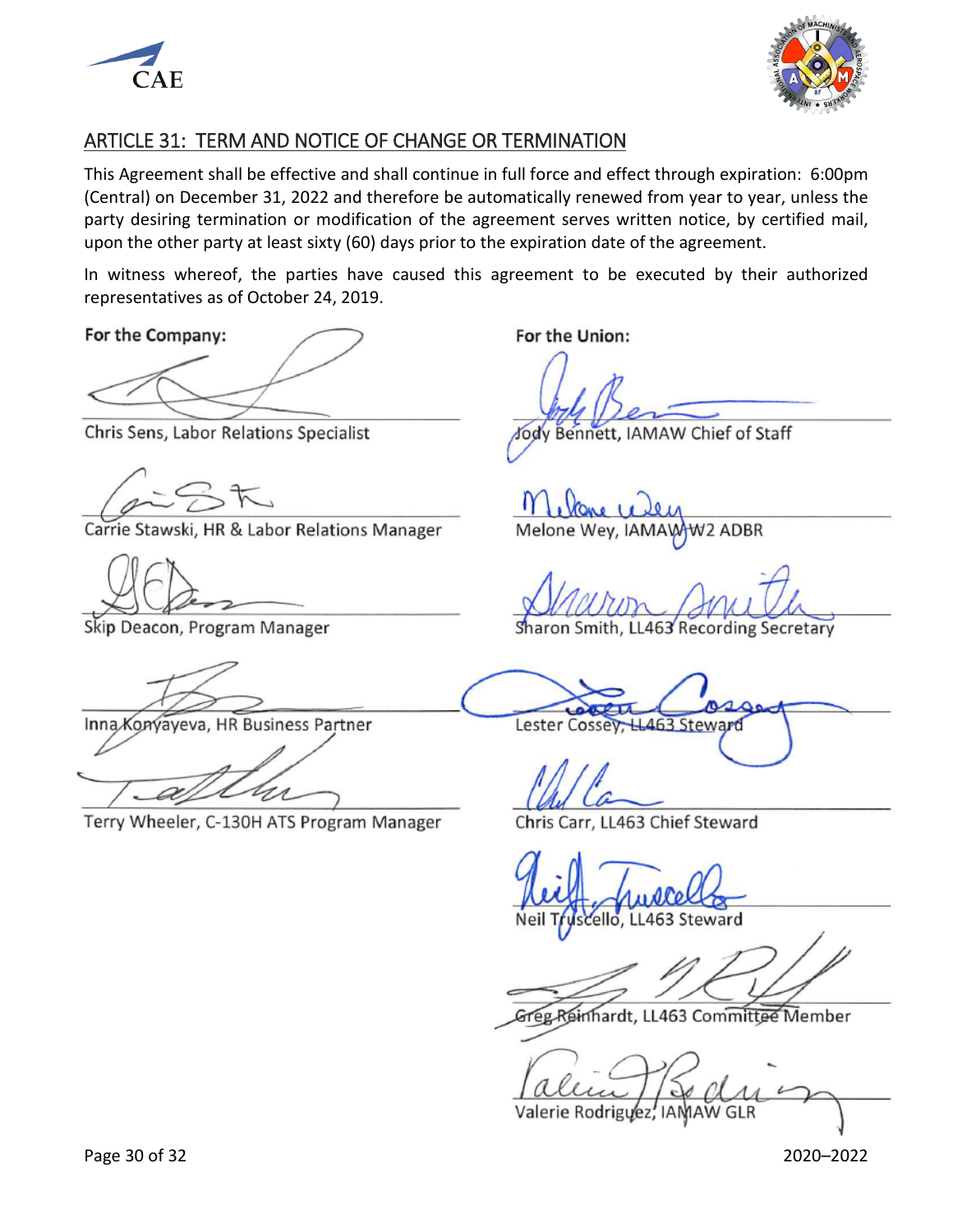## ARTICLE 31: TERM AND NOTICE OF CHANGE OR TERMINATION

This Agreement shall be effective and shall continue in full force and effect through expiration: 6:00pm (Central) on December 31, 2022 and therefore be automatically renewed from year to year, unless the party desiring termination or modification of the agreement serves written notice, by certified mail, upon the other party at least sixty (60) days prior to the expiration date of the agreement.

In witness whereof, the parties have caused this agreement to be executed by their authorized representatives as of October 24, 2019.

**For the Company:**

Chris Sens, Labor Relations Specialist

Carrie Stawski, HR & Labor Relations Manager

Skip Deacon, Program Manager

Inna Konyayeva, HR Business Partner

Terry Wheeler, C-130H ATS Program Manager

**For the Union:**

Jody Bennett, IAMAW Chief of Staff

Melone Wey, IAMAW W2 ADBR

Sharon Smith, LL463 Recording Secretary

Lester Cossey, LL463 Steward

Chris Carr, LL463 Chief Steward

Neil Truscello, LL463 Steward

Greg Reinhardt, LL463 Committee Member

Valerie Rodriguez, IAMAW GLR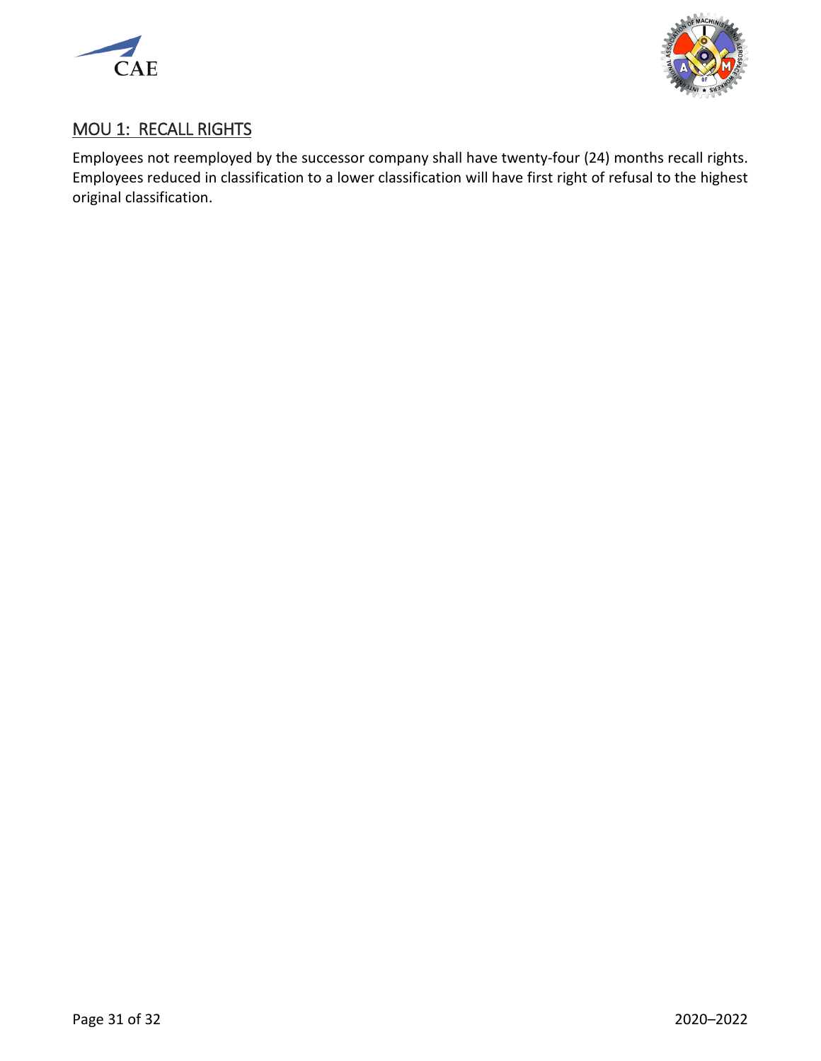## MOU 1: RECALL RIGHTS

Employees not reemployed by the successor company shall have twenty-four (24) months recall rights. Employees reduced in classification to a lower classification will have first right of refusal to the highest original classification.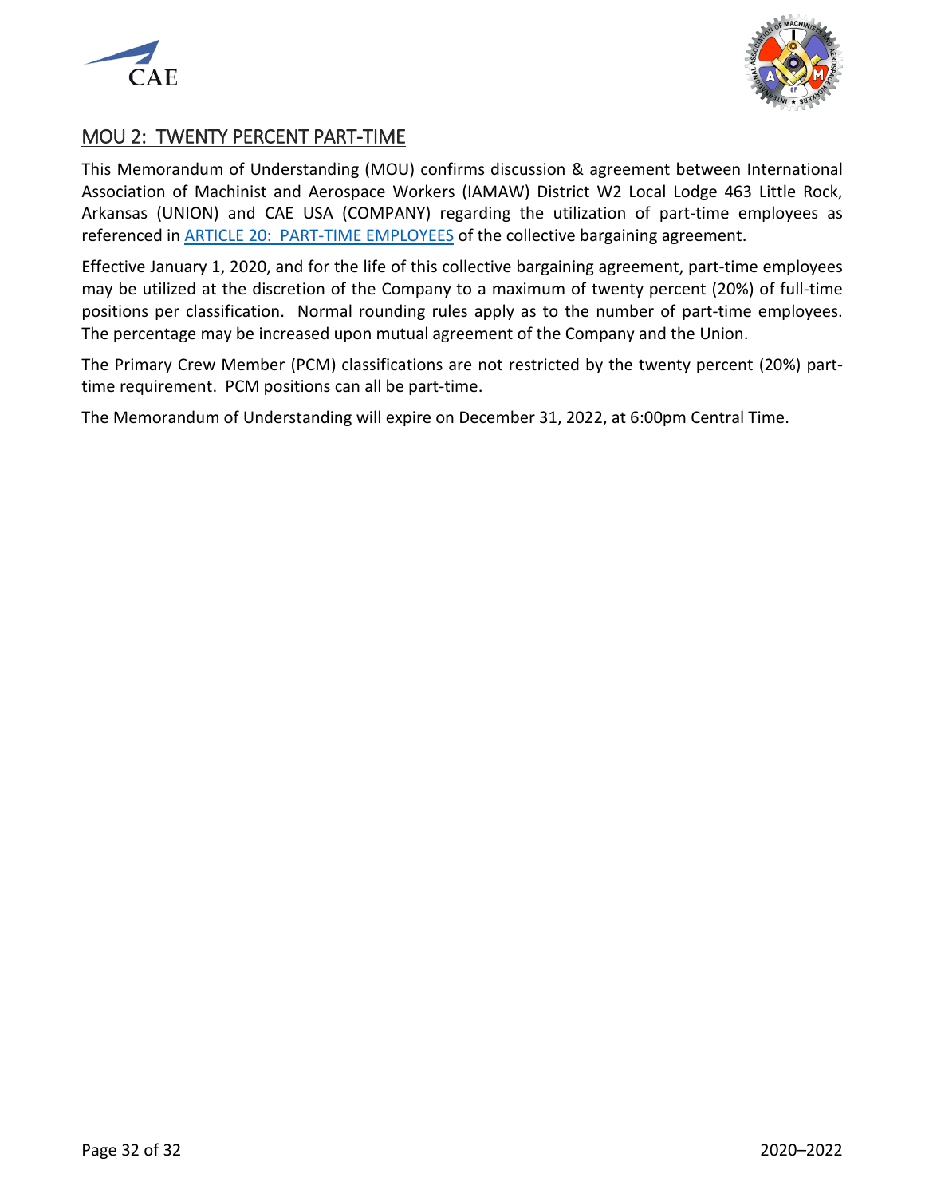## MOU 2: TWENTY PERCENT PART-TIME

This Memorandum of Understanding (MOU) confirms discussion & agreement between International Association of Machinist and Aerospace Workers (IAMAW) District W2 Local Lodge 463 Little Rock, Arkansas (UNION) and CAE USA (COMPANY) regarding the utilization of part-time employees as referenced in ARTICLE 20: PART-TIME EMPLOYEES of the collective bargaining agreement.

Effective January 1, 2020, and for the life of this collective bargaining agreement, part-time employees may be utilized at the discretion of the Company to a maximum of twenty percent (20%) of full-time positions per classification. Normal rounding rules apply as to the number of part-time employees. The percentage may be increased upon mutual agreement of the Company and the Union.

The Primary Crew Member (PCM) classifications are not restricted by the twenty percent (20%) part-time requirement. PCM positions can all be part-time.

The Memorandum of Understanding will expire on December 31, 2022, at 6:00pm Central Time.